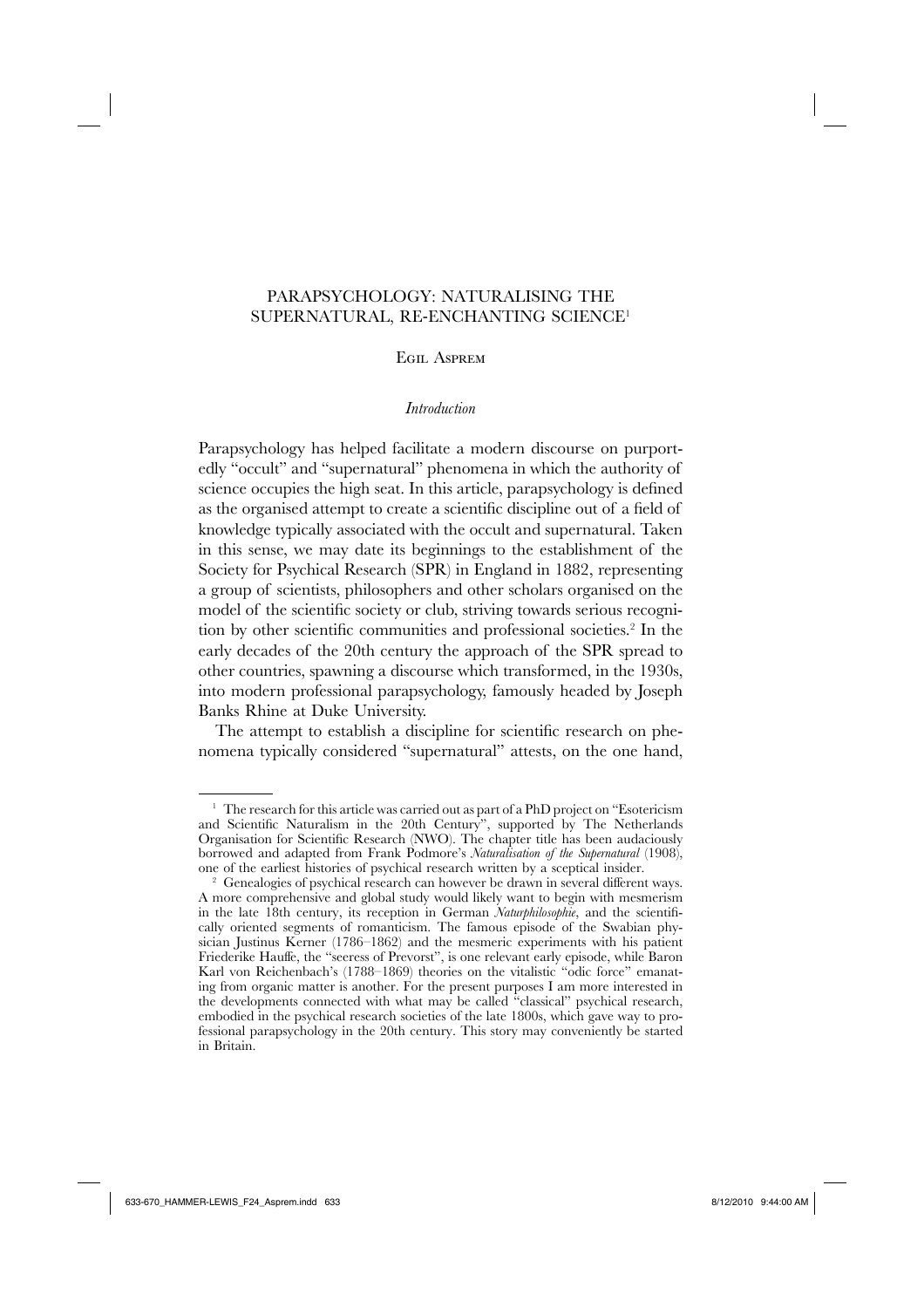# PARAPSYCHOLOGY: NATURALISING THE SUPERNATURAL, RE-ENCHANTING SCIENCE[1]

Egil Asprem

## *Introduction*

Parapsychology has helped facilitate a modern discourse on purportedly "occult" and "supernatural" phenomena in which the authority of science occupies the high seat. In this article, parapsychology is defined as the organised attempt to create a scientific discipline out of a field of knowledge typically associated with the occult and supernatural. Taken in this sense, we may date its beginnings to the establishment of the Society for Psychical Research (SPR) in England in 1882, representing a group of scientists, philosophers and other scholars organised on the model of the scientific society or club, striving towards serious recognition by other scientific communities and professional societies.[2] In the early decades of the 20th century the approach of the SPR spread to other countries, spawning a discourse which transformed, in the 1930s, into modern professional parapsychology, famously headed by Joseph Banks Rhine at Duke University.

The attempt to establish a discipline for scientific research on phenomena typically considered "supernatural" attests, on the one hand,

---

[1] The research for this article was carried out as part of a PhD project on "Esotericism and Scientific Naturalism in the 20th Century", supported by The Netherlands Organisation for Scientific Research (NWO). The chapter title has been audaciously borrowed and adapted from Frank Podmore's *Naturalisation of the Supernatural* (1908), one of the earliest histories of psychical research written by a sceptical insider.

[2] Genealogies of psychical research can however be drawn in several different ways. A more comprehensive and global study would likely want to begin with mesmerism in the late 18th century, its reception in German *Naturphilosophie*, and the scientifically oriented segments of romanticism. The famous episode of the Swabian physician Justinus Kerner (1786–1862) and the mesmeric experiments with his patient Friederike Hauffe, the "seeress of Prevorst", is one relevant early episode, while Baron Karl von Reichenbach's (1788–1869) theories on the vitalistic "odic force" emanating from organic matter is another. For the present purposes I am more interested in the developments connected with what may be called "classical" psychical research, embodied in the psychical research societies of the late 1800s, which gave way to professional parapsychology in the 20th century. This story may conveniently be started in Britain.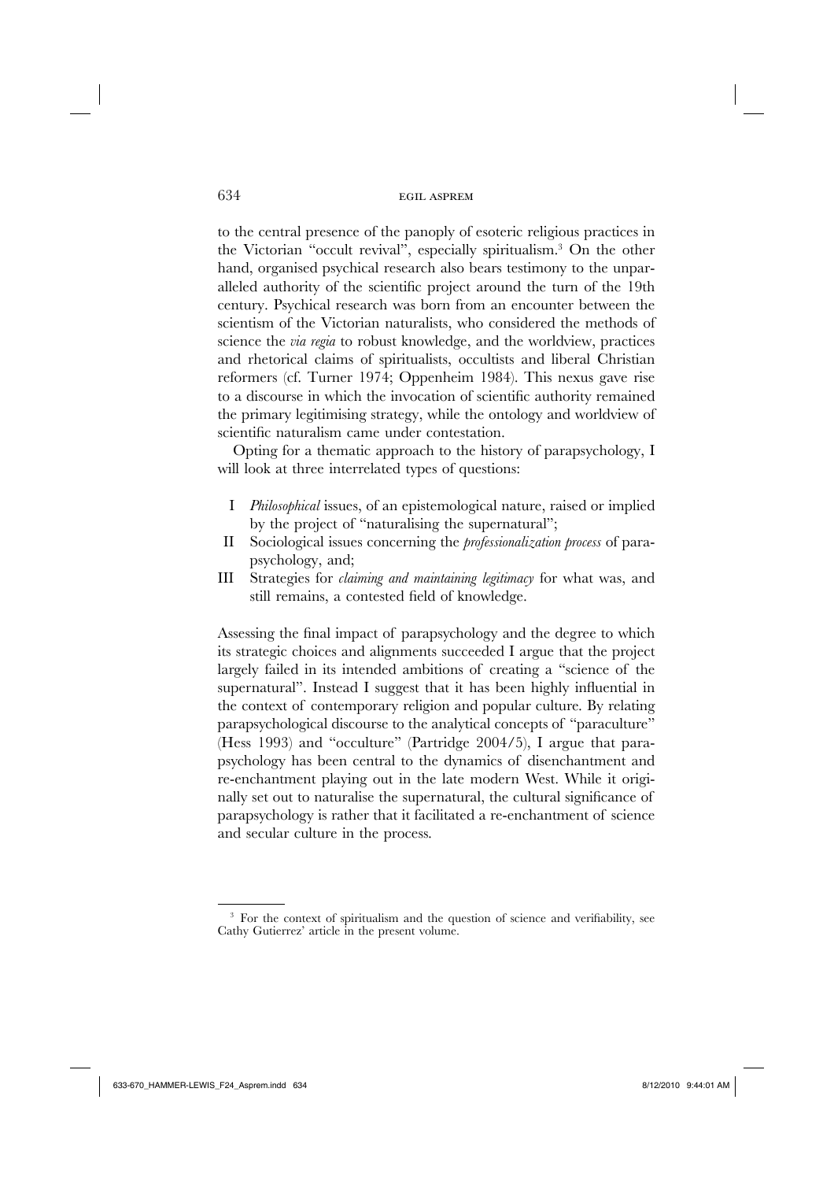to the central presence of the panoply of esoteric religious practices in the Victorian "occult revival", especially spiritualism.[3] On the other hand, organised psychical research also bears testimony to the unparalleled authority of the scientific project around the turn of the 19th century. Psychical research was born from an encounter between the scientism of the Victorian naturalists, who considered the methods of science the *via regia* to robust knowledge, and the worldview, practices and rhetorical claims of spiritualists, occultists and liberal Christian reformers (cf. Turner 1974; Oppenheim 1984). This nexus gave rise to a discourse in which the invocation of scientific authority remained the primary legitimising strategy, while the ontology and worldview of scientific naturalism came under contestation.

Opting for a thematic approach to the history of parapsychology, I will look at three interrelated types of questions:

- I *Philosophical* issues, of an epistemological nature, raised or implied by the project of "naturalising the supernatural";
- II Sociological issues concerning the *professionalization process* of parapsychology, and;
- III Strategies for *claiming and maintaining legitimacy* for what was, and still remains, a contested field of knowledge.

Assessing the final impact of parapsychology and the degree to which its strategic choices and alignments succeeded I argue that the project largely failed in its intended ambitions of creating a "science of the supernatural". Instead I suggest that it has been highly influential in the context of contemporary religion and popular culture. By relating parapsychological discourse to the analytical concepts of "paraculture" (Hess 1993) and "occulture" (Partridge 2004/5), I argue that parapsychology has been central to the dynamics of disenchantment and re-enchantment playing out in the late modern West. While it originally set out to naturalise the supernatural, the cultural significance of parapsychology is rather that it facilitated a re-enchantment of science and secular culture in the process.

[3] For the context of spiritualism and the question of science and verifiability, see Cathy Gutierrez' article in the present volume.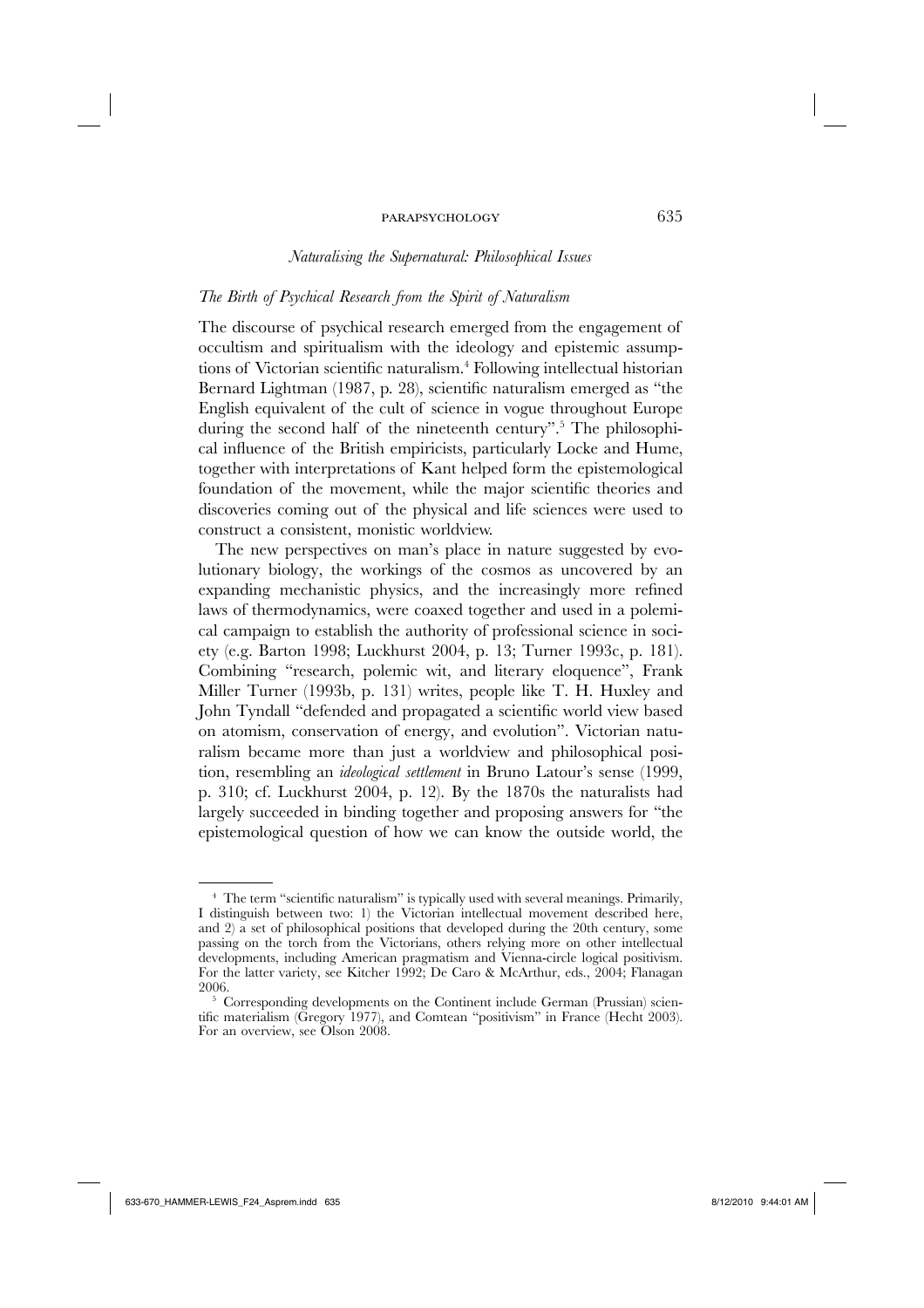## *Naturalising the Supernatural: Philosophical Issues*

### *The Birth of Psychical Research from the Spirit of Naturalism*

The discourse of psychical research emerged from the engagement of occultism and spiritualism with the ideology and epistemic assumptions of Victorian scientific naturalism.[4] Following intellectual historian Bernard Lightman (1987, p. 28), scientific naturalism emerged as "the English equivalent of the cult of science in vogue throughout Europe during the second half of the nineteenth century".[5] The philosophical influence of the British empiricists, particularly Locke and Hume, together with interpretations of Kant helped form the epistemological foundation of the movement, while the major scientific theories and discoveries coming out of the physical and life sciences were used to construct a consistent, monistic worldview.

The new perspectives on man's place in nature suggested by evolutionary biology, the workings of the cosmos as uncovered by an expanding mechanistic physics, and the increasingly more refined laws of thermodynamics, were coaxed together and used in a polemical campaign to establish the authority of professional science in society (e.g. Barton 1998; Luckhurst 2004, p. 13; Turner 1993c, p. 181). Combining "research, polemic wit, and literary eloquence", Frank Miller Turner (1993b, p. 131) writes, people like T. H. Huxley and John Tyndall "defended and propagated a scientific world view based on atomism, conservation of energy, and evolution". Victorian naturalism became more than just a worldview and philosophical position, resembling an *ideological settlement* in Bruno Latour's sense (1999, p. 310; cf. Luckhurst 2004, p. 12). By the 1870s the naturalists had largely succeeded in binding together and proposing answers for "the epistemological question of how we can know the outside world, the

---

[4] The term "scientific naturalism" is typically used with several meanings. Primarily, I distinguish between two: 1) the Victorian intellectual movement described here, and 2) a set of philosophical positions that developed during the 20th century, some passing on the torch from the Victorians, others relying more on other intellectual developments, including American pragmatism and Vienna-circle logical positivism. For the latter variety, see Kitcher 1992; De Caro & McArthur, eds., 2004; Flanagan 2006.

[5] Corresponding developments on the Continent include German (Prussian) scientific materialism (Gregory 1977), and Comtean "positivism" in France (Hecht 2003). For an overview, see Olson 2008.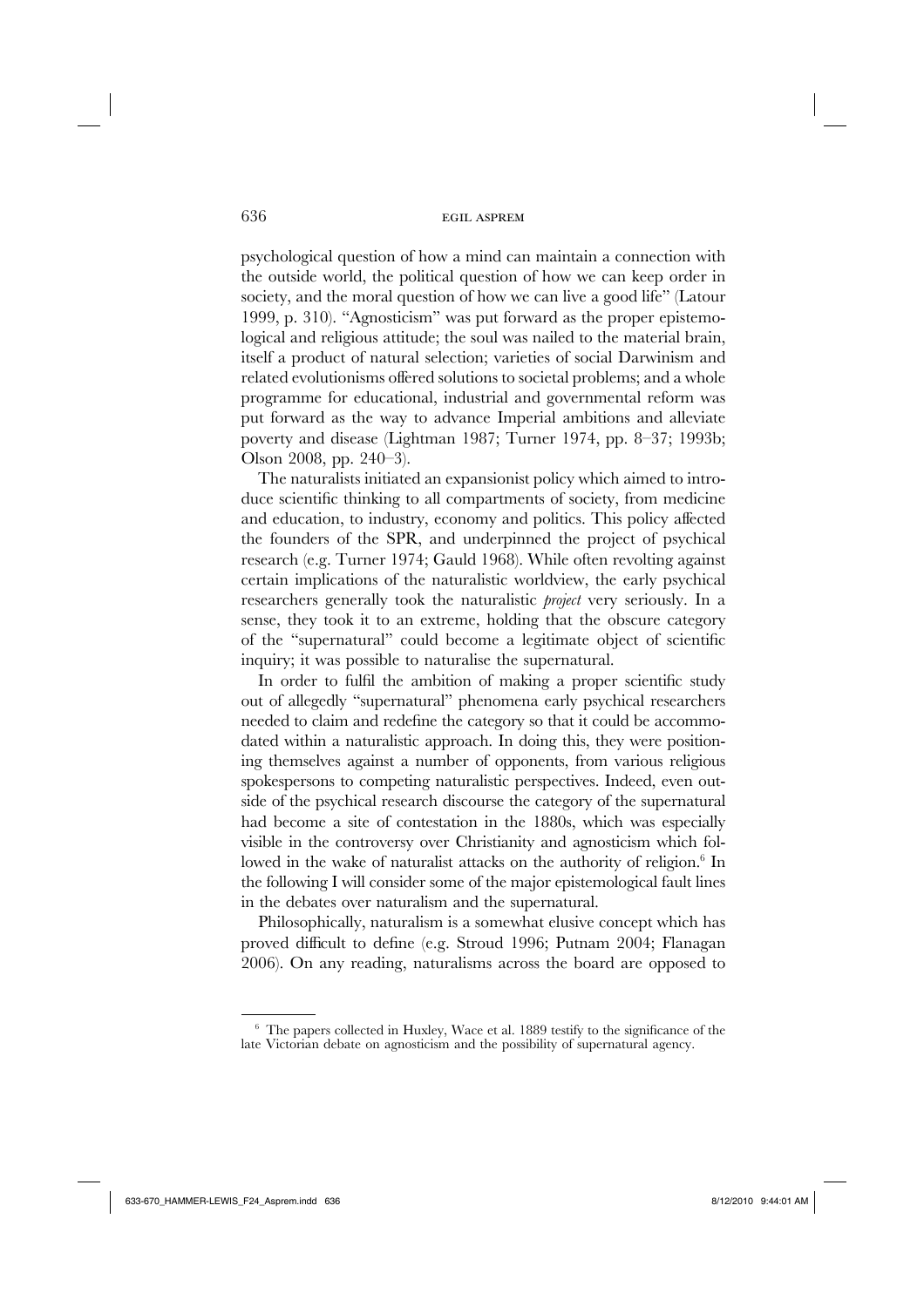psychological question of how a mind can maintain a connection with the outside world, the political question of how we can keep order in society, and the moral question of how we can live a good life" (Latour 1999, p. 310). "Agnosticism" was put forward as the proper epistemological and religious attitude; the soul was nailed to the material brain, itself a product of natural selection; varieties of social Darwinism and related evolutionisms offered solutions to societal problems; and a whole programme for educational, industrial and governmental reform was put forward as the way to advance Imperial ambitions and alleviate poverty and disease (Lightman 1987; Turner 1974, pp. 8–37; 1993b; Olson 2008, pp. 240–3).

The naturalists initiated an expansionist policy which aimed to introduce scientific thinking to all compartments of society, from medicine and education, to industry, economy and politics. This policy affected the founders of the SPR, and underpinned the project of psychical research (e.g. Turner 1974; Gauld 1968). While often revolting against certain implications of the naturalistic worldview, the early psychical researchers generally took the naturalistic *project* very seriously. In a sense, they took it to an extreme, holding that the obscure category of the "supernatural" could become a legitimate object of scientific inquiry; it was possible to naturalise the supernatural.

In order to fulfil the ambition of making a proper scientific study out of allegedly "supernatural" phenomena early psychical researchers needed to claim and redefine the category so that it could be accommodated within a naturalistic approach. In doing this, they were positioning themselves against a number of opponents, from various religious spokespersons to competing naturalistic perspectives. Indeed, even outside of the psychical research discourse the category of the supernatural had become a site of contestation in the 1880s, which was especially visible in the controversy over Christianity and agnosticism which followed in the wake of naturalist attacks on the authority of religion.[6] In the following I will consider some of the major epistemological fault lines in the debates over naturalism and the supernatural.

Philosophically, naturalism is a somewhat elusive concept which has proved difficult to define (e.g. Stroud 1996; Putnam 2004; Flanagan 2006). On any reading, naturalisms across the board are opposed to

[6] The papers collected in Huxley, Wace et al. 1889 testify to the significance of the late Victorian debate on agnosticism and the possibility of supernatural agency.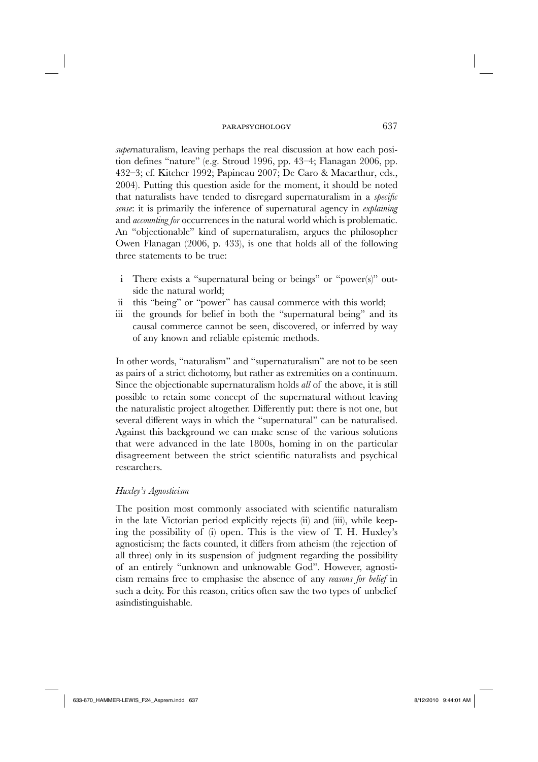*super*naturalism, leaving perhaps the real discussion at how each position defines "nature" (e.g. Stroud 1996, pp. 43–4; Flanagan 2006, pp. 432–3; cf. Kitcher 1992; Papineau 2007; De Caro & Macarthur, eds., 2004). Putting this question aside for the moment, it should be noted that naturalists have tended to disregard supernaturalism in a *specific sense*: it is primarily the inference of supernatural agency in *explaining* and *accounting for* occurrences in the natural world which is problematic. An "objectionable" kind of supernaturalism, argues the philosopher Owen Flanagan (2006, p. 433), is one that holds all of the following three statements to be true:

- i There exists a "supernatural being or beings" or "power(s)" outside the natural world;
- ii this "being" or "power" has causal commerce with this world;
- iii the grounds for belief in both the "supernatural being" and its causal commerce cannot be seen, discovered, or inferred by way of any known and reliable epistemic methods.

In other words, "naturalism" and "supernaturalism" are not to be seen as pairs of a strict dichotomy, but rather as extremities on a continuum. Since the objectionable supernaturalism holds *all* of the above, it is still possible to retain some concept of the supernatural without leaving the naturalistic project altogether. Differently put: there is not one, but several different ways in which the "supernatural" can be naturalised. Against this background we can make sense of the various solutions that were advanced in the late 1800s, homing in on the particular disagreement between the strict scientific naturalists and psychical researchers.

### *Huxley's Agnosticism*

The position most commonly associated with scientific naturalism in the late Victorian period explicitly rejects (ii) and (iii), while keeping the possibility of (i) open. This is the view of T. H. Huxley's agnosticism; the facts counted, it differs from atheism (the rejection of all three) only in its suspension of judgment regarding the possibility of an entirely "unknown and unknowable God". However, agnosticism remains free to emphasise the absence of any *reasons for belief* in such a deity. For this reason, critics often saw the two types of unbelief asindistinguishable.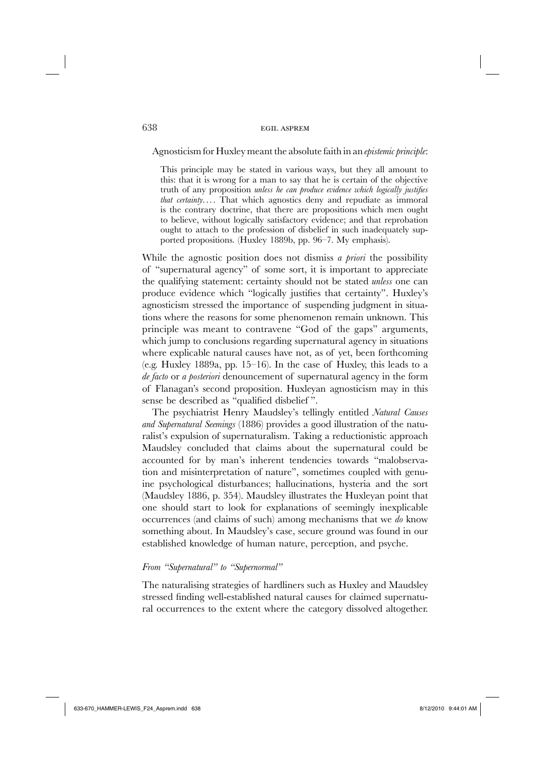Agnosticism for Huxley meant the absolute faith in an *epistemic principle*:

> This principle may be stated in various ways, but they all amount to this: that it is wrong for a man to say that he is certain of the objective truth of any proposition *unless he can produce evidence which logically justifies that certainty*. . . . That which agnostics deny and repudiate as immoral is the contrary doctrine, that there are propositions which men ought to believe, without logically satisfactory evidence; and that reprobation ought to attach to the profession of disbelief in such inadequately supported propositions. (Huxley 1889b, pp. 96–7. My emphasis).

While the agnostic position does not dismiss *a priori* the possibility of "supernatural agency" of some sort, it is important to appreciate the qualifying statement: certainty should not be stated *unless* one can produce evidence which "logically justifies that certainty". Huxley's agnosticism stressed the importance of suspending judgment in situations where the reasons for some phenomenon remain unknown. This principle was meant to contravene "God of the gaps" arguments, which jump to conclusions regarding supernatural agency in situations where explicable natural causes have not, as of yet, been forthcoming (e.g. Huxley 1889a, pp. 15–16). In the case of Huxley, this leads to a *de facto* or *a posteriori* denouncement of supernatural agency in the form of Flanagan's second proposition. Huxleyan agnosticism may in this sense be described as "qualified disbelief".

The psychiatrist Henry Maudsley's tellingly entitled *Natural Causes and Supernatural Seemings* (1886) provides a good illustration of the naturalist's expulsion of supernaturalism. Taking a reductionistic approach Maudsley concluded that claims about the supernatural could be accounted for by man's inherent tendencies towards "malobservation and misinterpretation of nature", sometimes coupled with genuine psychological disturbances; hallucinations, hysteria and the sort (Maudsley 1886, p. 354). Maudsley illustrates the Huxleyan point that one should start to look for explanations of seemingly inexplicable occurrences (and claims of such) among mechanisms that we *do* know something about. In Maudsley's case, secure ground was found in our established knowledge of human nature, perception, and psyche.

### *From "Supernatural" to "Supernormal"*

The naturalising strategies of hardliners such as Huxley and Maudsley stressed finding well-established natural causes for claimed supernatural occurrences to the extent where the category dissolved altogether.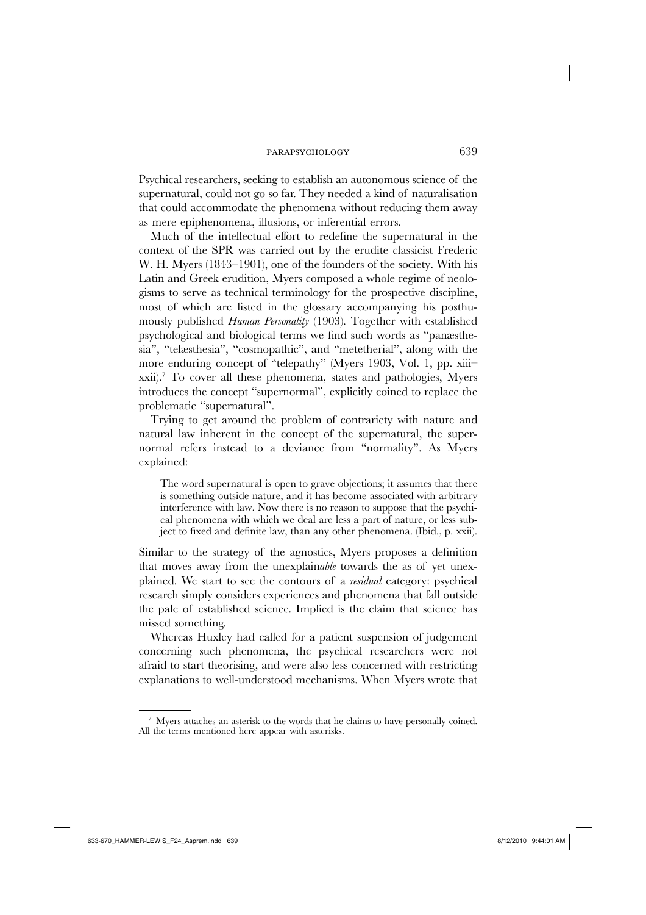Psychical researchers, seeking to establish an autonomous science of the supernatural, could not go so far. They needed a kind of naturalisation that could accommodate the phenomena without reducing them away as mere epiphenomena, illusions, or inferential errors.

Much of the intellectual effort to redefine the supernatural in the context of the SPR was carried out by the erudite classicist Frederic W. H. Myers (1843–1901), one of the founders of the society. With his Latin and Greek erudition, Myers composed a whole regime of neologisms to serve as technical terminology for the prospective discipline, most of which are listed in the glossary accompanying his posthumously published *Human Personality* (1903). Together with established psychological and biological terms we find such words as "panæsthesia", "telæsthesia", "cosmopathic", and "metetherial", along with the more enduring concept of "telepathy" (Myers 1903, Vol. 1, pp. xiii–xxii).[7] To cover all these phenomena, states and pathologies, Myers introduces the concept "supernormal", explicitly coined to replace the problematic "supernatural".

Trying to get around the problem of contrariety with nature and natural law inherent in the concept of the supernatural, the supernormal refers instead to a deviance from "normality". As Myers explained:

> The word supernatural is open to grave objections; it assumes that there is something outside nature, and it has become associated with arbitrary interference with law. Now there is no reason to suppose that the psychical phenomena with which we deal are less a part of nature, or less subject to fixed and definite law, than any other phenomena. (Ibid., p. xxii).

Similar to the strategy of the agnostics, Myers proposes a definition that moves away from the unexplain*able* towards the as of yet unexplained. We start to see the contours of a *residual* category: psychical research simply considers experiences and phenomena that fall outside the pale of established science. Implied is the claim that science has missed something.

Whereas Huxley had called for a patient suspension of judgement concerning such phenomena, the psychical researchers were not afraid to start theorising, and were also less concerned with restricting explanations to well-understood mechanisms. When Myers wrote that

---

[7] Myers attaches an asterisk to the words that he claims to have personally coined. All the terms mentioned here appear with asterisks.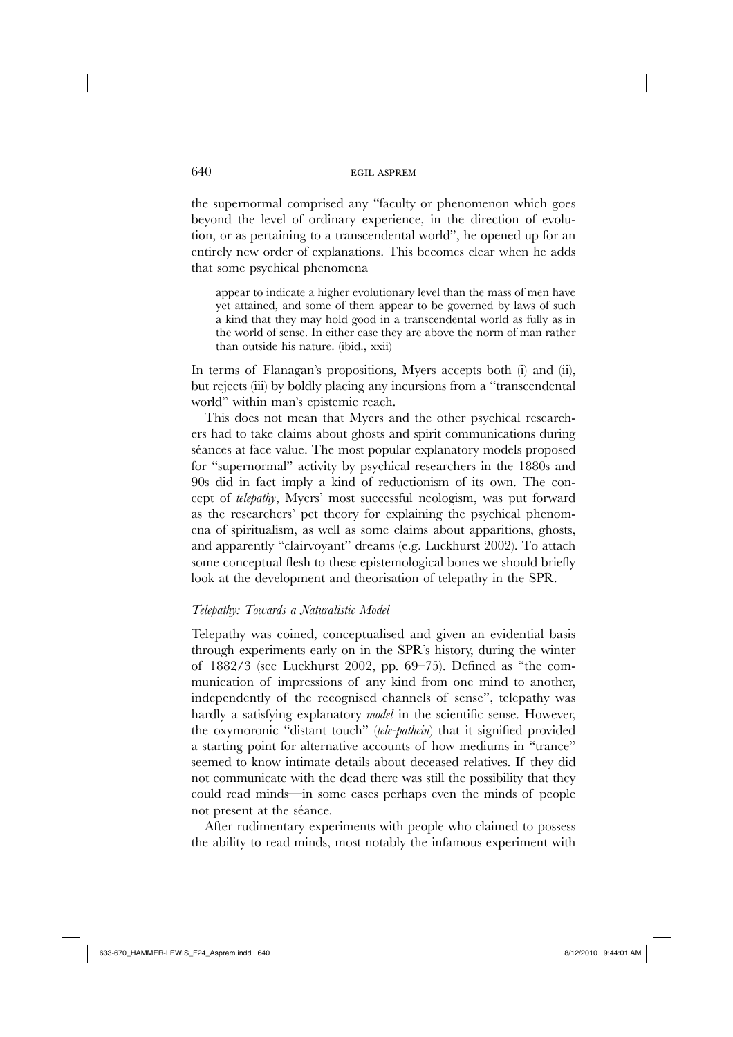the supernormal comprised any "faculty or phenomenon which goes beyond the level of ordinary experience, in the direction of evolution, or as pertaining to a transcendental world", he opened up for an entirely new order of explanations. This becomes clear when he adds that some psychical phenomena

> appear to indicate a higher evolutionary level than the mass of men have yet attained, and some of them appear to be governed by laws of such a kind that they may hold good in a transcendental world as fully as in the world of sense. In either case they are above the norm of man rather than outside his nature. (ibid., xxii)

In terms of Flanagan's propositions, Myers accepts both (i) and (ii), but rejects (iii) by boldly placing any incursions from a "transcendental world" within man's epistemic reach.

This does not mean that Myers and the other psychical researchers had to take claims about ghosts and spirit communications during séances at face value. The most popular explanatory models proposed for "supernormal" activity by psychical researchers in the 1880s and 90s did in fact imply a kind of reductionism of its own. The concept of *telepathy*, Myers' most successful neologism, was put forward as the researchers' pet theory for explaining the psychical phenomena of spiritualism, as well as some claims about apparitions, ghosts, and apparently "clairvoyant" dreams (e.g. Luckhurst 2002). To attach some conceptual flesh to these epistemological bones we should briefly look at the development and theorisation of telepathy in the SPR.

### *Telepathy: Towards a Naturalistic Model*

Telepathy was coined, conceptualised and given an evidential basis through experiments early on in the SPR's history, during the winter of 1882/3 (see Luckhurst 2002, pp. 69–75). Defined as "the communication of impressions of any kind from one mind to another, independently of the recognised channels of sense", telepathy was hardly a satisfying explanatory *model* in the scientific sense. However, the oxymoronic "distant touch" (*tele-pathein*) that it signified provided a starting point for alternative accounts of how mediums in "trance" seemed to know intimate details about deceased relatives. If they did not communicate with the dead there was still the possibility that they could read minds—in some cases perhaps even the minds of people not present at the séance.

After rudimentary experiments with people who claimed to possess the ability to read minds, most notably the infamous experiment with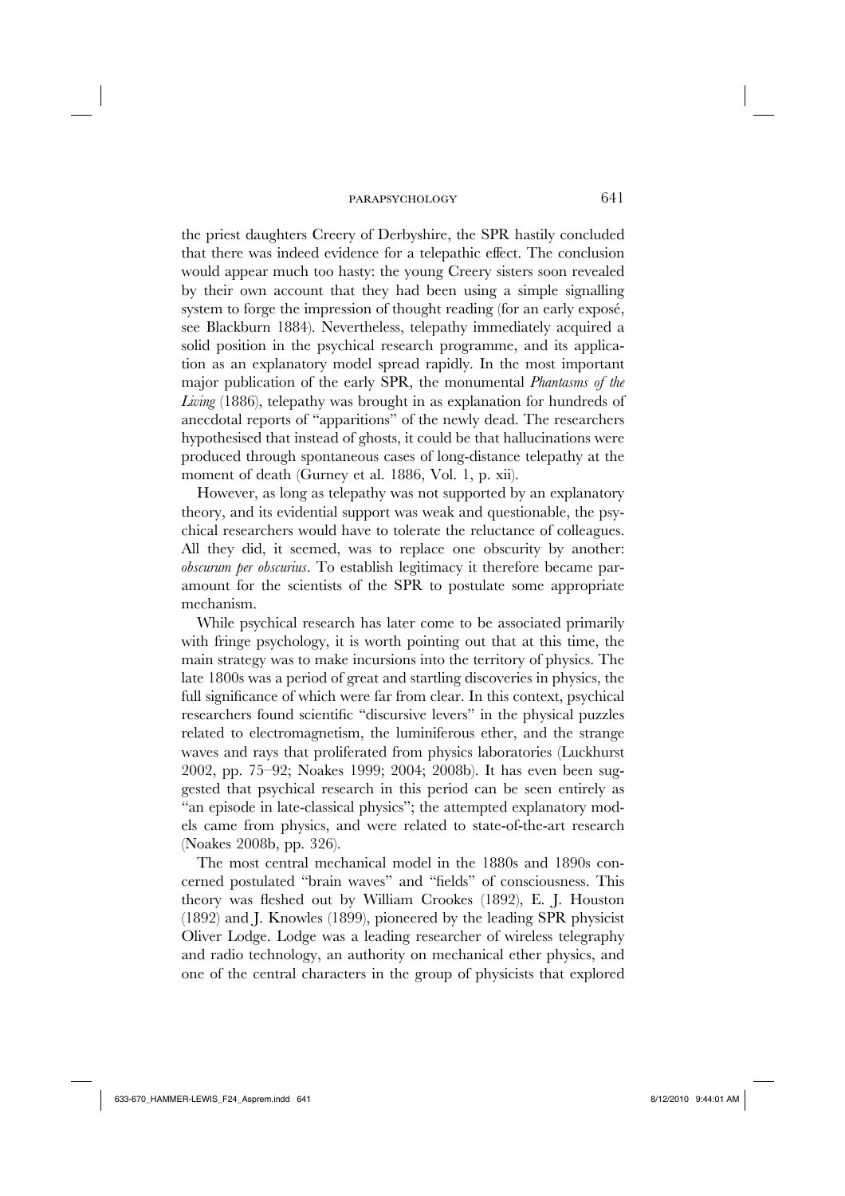the priest daughters Creery of Derbyshire, the SPR hastily concluded that there was indeed evidence for a telepathic effect. The conclusion would appear much too hasty: the young Creery sisters soon revealed by their own account that they had been using a simple signalling system to forge the impression of thought reading (for an early exposé, see Blackburn 1884). Nevertheless, telepathy immediately acquired a solid position in the psychical research programme, and its application as an explanatory model spread rapidly. In the most important major publication of the early SPR, the monumental *Phantasms of the Living* (1886), telepathy was brought in as explanation for hundreds of anecdotal reports of "apparitions" of the newly dead. The researchers hypothesised that instead of ghosts, it could be that hallucinations were produced through spontaneous cases of long-distance telepathy at the moment of death (Gurney et al. 1886, Vol. 1, p. xii).

However, as long as telepathy was not supported by an explanatory theory, and its evidential support was weak and questionable, the psychical researchers would have to tolerate the reluctance of colleagues. All they did, it seemed, was to replace one obscurity by another: *obscurum per obscurius*. To establish legitimacy it therefore became paramount for the scientists of the SPR to postulate some appropriate mechanism.

While psychical research has later come to be associated primarily with fringe psychology, it is worth pointing out that at this time, the main strategy was to make incursions into the territory of physics. The late 1800s was a period of great and startling discoveries in physics, the full significance of which were far from clear. In this context, psychical researchers found scientific "discursive levers" in the physical puzzles related to electromagnetism, the luminiferous ether, and the strange waves and rays that proliferated from physics laboratories (Luckhurst 2002, pp. 75–92; Noakes 1999; 2004; 2008b). It has even been suggested that psychical research in this period can be seen entirely as "an episode in late-classical physics"; the attempted explanatory models came from physics, and were related to state-of-the-art research (Noakes 2008b, pp. 326).

The most central mechanical model in the 1880s and 1890s concerned postulated "brain waves" and "fields" of consciousness. This theory was fleshed out by William Crookes (1892), E. J. Houston (1892) and J. Knowles (1899), pioneered by the leading SPR physicist Oliver Lodge. Lodge was a leading researcher of wireless telegraphy and radio technology, an authority on mechanical ether physics, and one of the central characters in the group of physicists that explored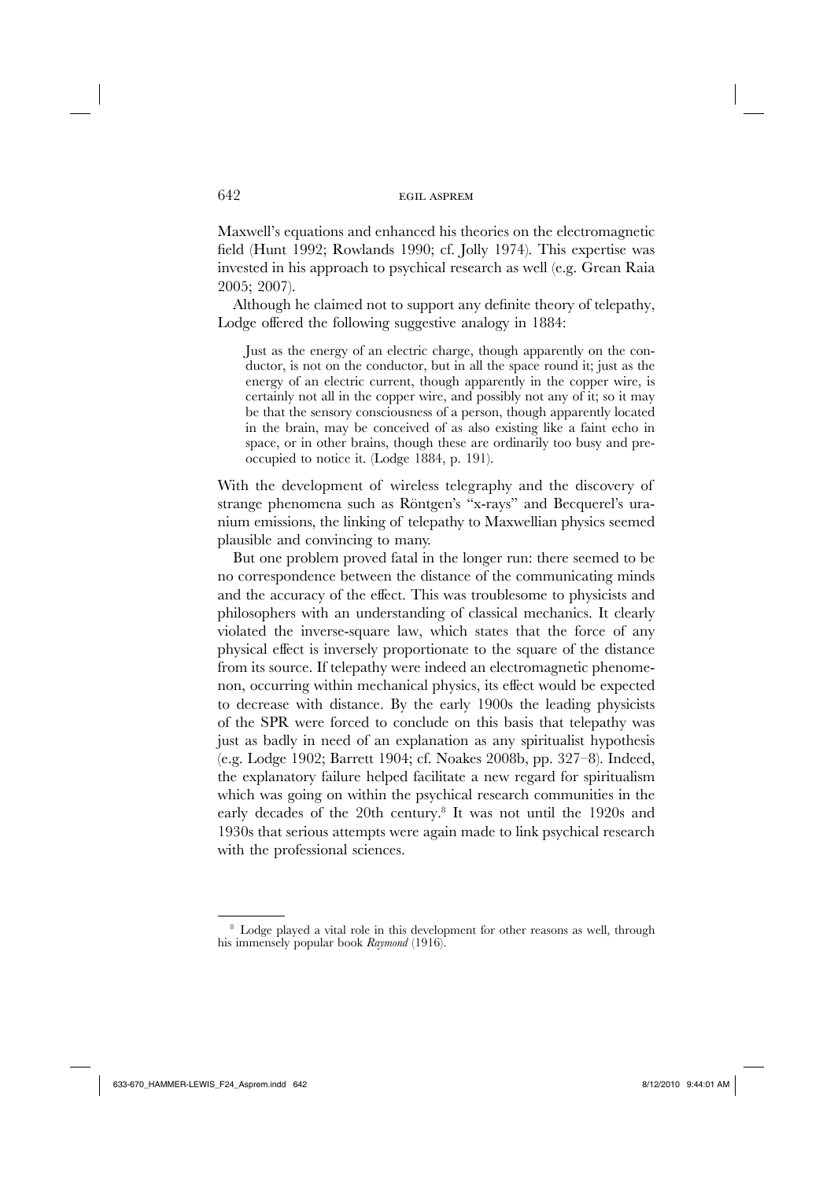Maxwell's equations and enhanced his theories on the electromagnetic field (Hunt 1992; Rowlands 1990; cf. Jolly 1974). This expertise was invested in his approach to psychical research as well (e.g. Grean Raia 2005; 2007).

Although he claimed not to support any definite theory of telepathy, Lodge offered the following suggestive analogy in 1884:

> Just as the energy of an electric charge, though apparently on the conductor, is not on the conductor, but in all the space round it; just as the energy of an electric current, though apparently in the copper wire, is certainly not all in the copper wire, and possibly not any of it; so it may be that the sensory consciousness of a person, though apparently located in the brain, may be conceived of as also existing like a faint echo in space, or in other brains, though these are ordinarily too busy and preoccupied to notice it. (Lodge 1884, p. 191).

With the development of wireless telegraphy and the discovery of strange phenomena such as Röntgen's "x-rays" and Becquerel's uranium emissions, the linking of telepathy to Maxwellian physics seemed plausible and convincing to many.

But one problem proved fatal in the longer run: there seemed to be no correspondence between the distance of the communicating minds and the accuracy of the effect. This was troublesome to physicists and philosophers with an understanding of classical mechanics. It clearly violated the inverse-square law, which states that the force of any physical effect is inversely proportionate to the square of the distance from its source. If telepathy were indeed an electromagnetic phenomenon, occurring within mechanical physics, its effect would be expected to decrease with distance. By the early 1900s the leading physicists of the SPR were forced to conclude on this basis that telepathy was just as badly in need of an explanation as any spiritualist hypothesis (e.g. Lodge 1902; Barrett 1904; cf. Noakes 2008b, pp. 327–8). Indeed, the explanatory failure helped facilitate a new regard for spiritualism which was going on within the psychical research communities in the early decades of the 20th century.[8] It was not until the 1920s and 1930s that serious attempts were again made to link psychical research with the professional sciences.

---

[8] Lodge played a vital role in this development for other reasons as well, through his immensely popular book *Raymond* (1916).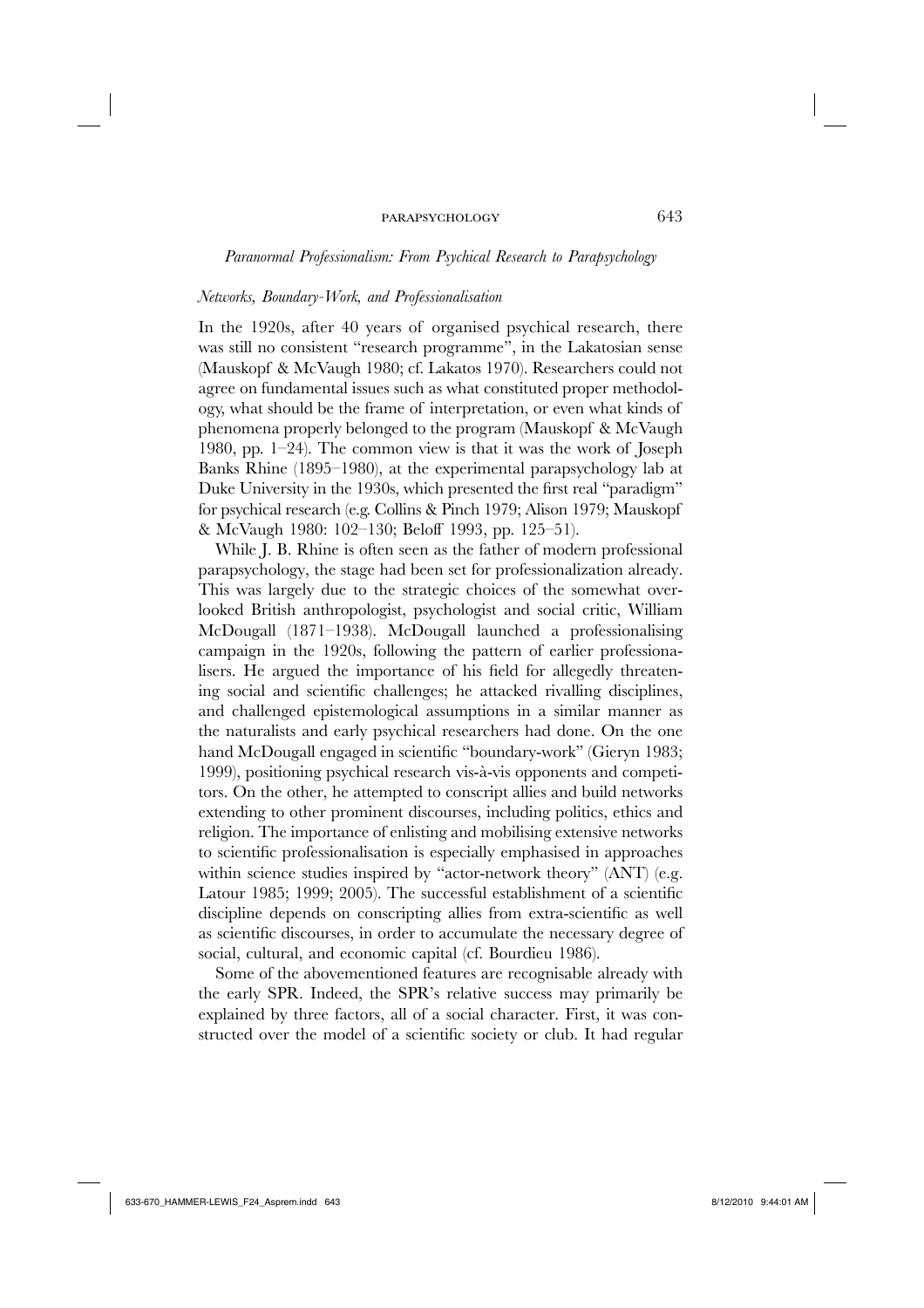## *Paranormal Professionalism: From Psychical Research to Parapsychology*

### *Networks, Boundary-Work, and Professionalisation*

In the 1920s, after 40 years of organised psychical research, there was still no consistent "research programme", in the Lakatosian sense (Mauskopf & McVaugh 1980; cf. Lakatos 1970). Researchers could not agree on fundamental issues such as what constituted proper methodology, what should be the frame of interpretation, or even what kinds of phenomena properly belonged to the program (Mauskopf & McVaugh 1980, pp. 1–24). The common view is that it was the work of Joseph Banks Rhine (1895–1980), at the experimental parapsychology lab at Duke University in the 1930s, which presented the first real "paradigm" for psychical research (e.g. Collins & Pinch 1979; Alison 1979; Mauskopf & McVaugh 1980: 102–130; Beloff 1993, pp. 125–51).

While J. B. Rhine is often seen as the father of modern professional parapsychology, the stage had been set for professionalization already. This was largely due to the strategic choices of the somewhat overlooked British anthropologist, psychologist and social critic, William McDougall (1871–1938). McDougall launched a professionalising campaign in the 1920s, following the pattern of earlier professionalisers. He argued the importance of his field for allegedly threatening social and scientific challenges; he attacked rivalling disciplines, and challenged epistemological assumptions in a similar manner as the naturalists and early psychical researchers had done. On the one hand McDougall engaged in scientific "boundary-work" (Gieryn 1983; 1999), positioning psychical research vis-à-vis opponents and competitors. On the other, he attempted to conscript allies and build networks extending to other prominent discourses, including politics, ethics and religion. The importance of enlisting and mobilising extensive networks to scientific professionalisation is especially emphasised in approaches within science studies inspired by "actor-network theory" (ANT) (e.g. Latour 1985; 1999; 2005). The successful establishment of a scientific discipline depends on conscripting allies from extra-scientific as well as scientific discourses, in order to accumulate the necessary degree of social, cultural, and economic capital (cf. Bourdieu 1986).

Some of the abovementioned features are recognisable already with the early SPR. Indeed, the SPR's relative success may primarily be explained by three factors, all of a social character. First, it was constructed over the model of a scientific society or club. It had regular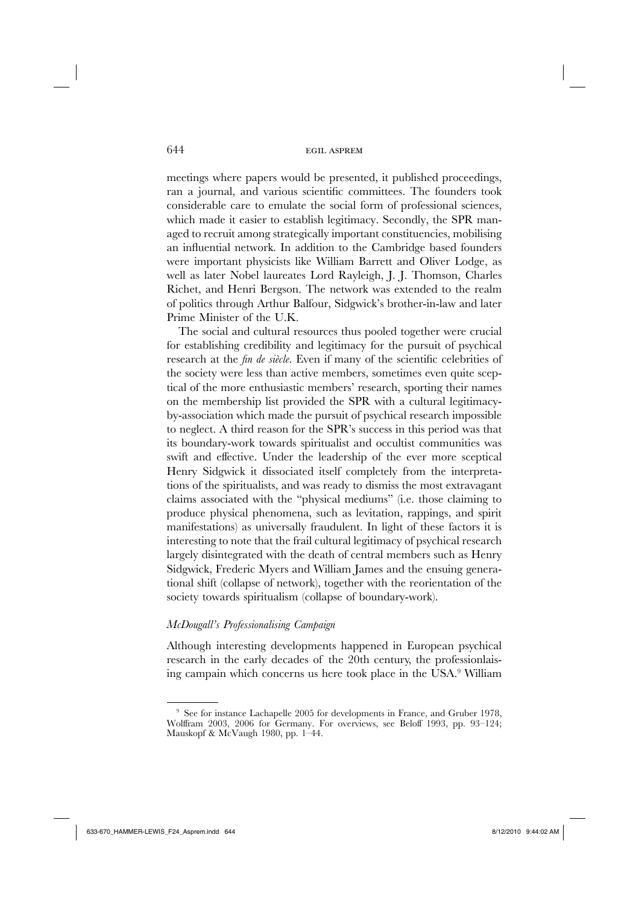meetings where papers would be presented, it published proceedings, ran a journal, and various scientific committees. The founders took considerable care to emulate the social form of professional sciences, which made it easier to establish legitimacy. Secondly, the SPR managed to recruit among strategically important constituencies, mobilising an influential network. In addition to the Cambridge based founders were important physicists like William Barrett and Oliver Lodge, as well as later Nobel laureates Lord Rayleigh, J. J. Thomson, Charles Richet, and Henri Bergson. The network was extended to the realm of politics through Arthur Balfour, Sidgwick's brother-in-law and later Prime Minister of the U.K.

The social and cultural resources thus pooled together were crucial for establishing credibility and legitimacy for the pursuit of psychical research at the *fin de siècle*. Even if many of the scientific celebrities of the society were less than active members, sometimes even quite sceptical of the more enthusiastic members' research, sporting their names on the membership list provided the SPR with a cultural legitimacy-by-association which made the pursuit of psychical research impossible to neglect. A third reason for the SPR's success in this period was that its boundary-work towards spiritualist and occultist communities was swift and effective. Under the leadership of the ever more sceptical Henry Sidgwick it dissociated itself completely from the interpretations of the spiritualists, and was ready to dismiss the most extravagant claims associated with the "physical mediums" (i.e. those claiming to produce physical phenomena, such as levitation, rappings, and spirit manifestations) as universally fraudulent. In light of these factors it is interesting to note that the frail cultural legitimacy of psychical research largely disintegrated with the death of central members such as Henry Sidgwick, Frederic Myers and William James and the ensuing generational shift (collapse of network), together with the reorientation of the society towards spiritualism (collapse of boundary-work).

### *McDougall's Professionalising Campaign*

Although interesting developments happened in European psychical research in the early decades of the 20th century, the professionlaising campaign which concerns us here took place in the USA.[9] William

---

[9] See for instance Lachapelle 2005 for developments in France, and Gruber 1978, Wolffram 2003, 2006 for Germany. For overviews, see Beloff 1993, pp. 93–124; Mauskopf & McVaugh 1980, pp. 1–44.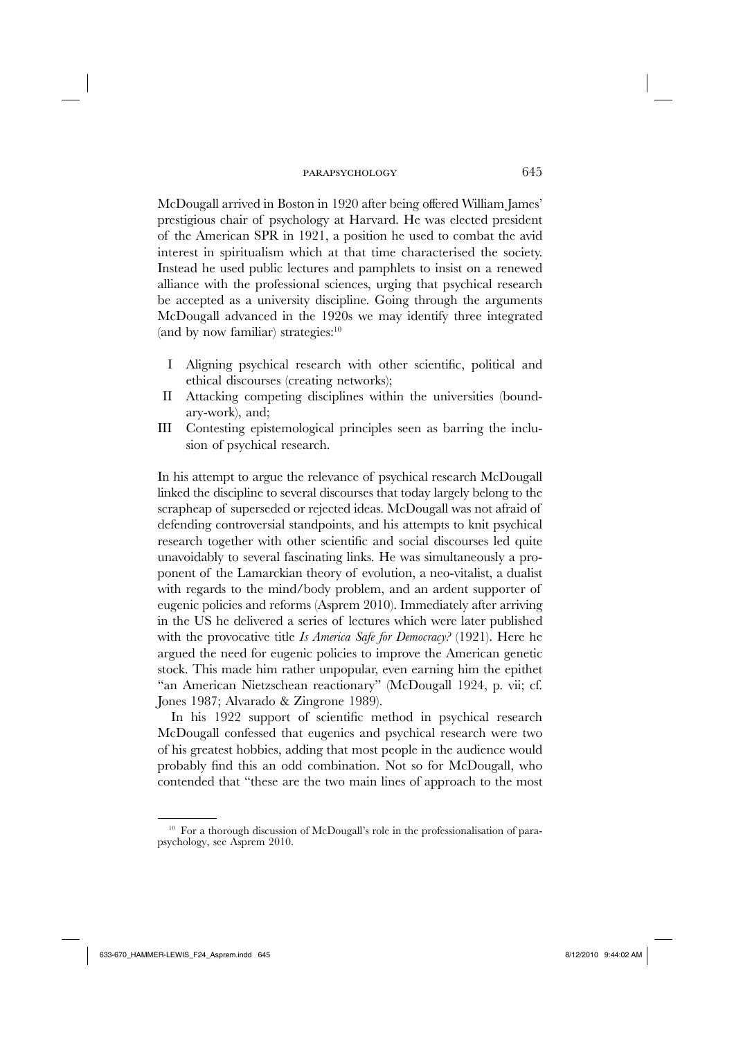McDougall arrived in Boston in 1920 after being offered William James' prestigious chair of psychology at Harvard. He was elected president of the American SPR in 1921, a position he used to combat the avid interest in spiritualism which at that time characterised the society. Instead he used public lectures and pamphlets to insist on a renewed alliance with the professional sciences, urging that psychical research be accepted as a university discipline. Going through the arguments McDougall advanced in the 1920s we may identify three integrated (and by now familiar) strategies:[10]

- I Aligning psychical research with other scientific, political and ethical discourses (creating networks);
- II Attacking competing disciplines within the universities (boundary-work), and;
- III Contesting epistemological principles seen as barring the inclusion of psychical research.

In his attempt to argue the relevance of psychical research McDougall linked the discipline to several discourses that today largely belong to the scrapheap of superseded or rejected ideas. McDougall was not afraid of defending controversial standpoints, and his attempts to knit psychical research together with other scientific and social discourses led quite unavoidably to several fascinating links. He was simultaneously a proponent of the Lamarckian theory of evolution, a neo-vitalist, a dualist with regards to the mind/body problem, and an ardent supporter of eugenic policies and reforms (Asprem 2010). Immediately after arriving in the US he delivered a series of lectures which were later published with the provocative title *Is America Safe for Democracy?* (1921). Here he argued the need for eugenic policies to improve the American genetic stock. This made him rather unpopular, even earning him the epithet "an American Nietzschean reactionary" (McDougall 1924, p. vii; cf. Jones 1987; Alvarado & Zingrone 1989).

In his 1922 support of scientific method in psychical research McDougall confessed that eugenics and psychical research were two of his greatest hobbies, adding that most people in the audience would probably find this an odd combination. Not so for McDougall, who contended that "these are the two main lines of approach to the most

[10] For a thorough discussion of McDougall's role in the professionalisation of parapsychology, see Asprem 2010.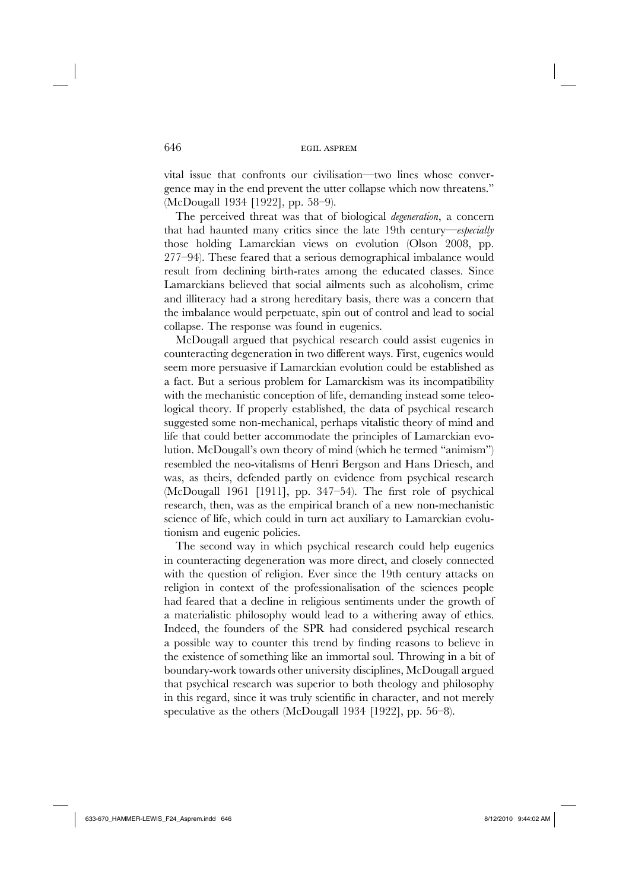vital issue that confronts our civilisation—two lines whose convergence may in the end prevent the utter collapse which now threatens." (McDougall 1934 [1922], pp. 58–9).

The perceived threat was that of biological *degeneration*, a concern that had haunted many critics since the late 19th century—*especially* those holding Lamarckian views on evolution (Olson 2008, pp. 277–94). These feared that a serious demographical imbalance would result from declining birth-rates among the educated classes. Since Lamarckians believed that social ailments such as alcoholism, crime and illiteracy had a strong hereditary basis, there was a concern that the imbalance would perpetuate, spin out of control and lead to social collapse. The response was found in eugenics.

McDougall argued that psychical research could assist eugenics in counteracting degeneration in two different ways. First, eugenics would seem more persuasive if Lamarckian evolution could be established as a fact. But a serious problem for Lamarckism was its incompatibility with the mechanistic conception of life, demanding instead some teleological theory. If properly established, the data of psychical research suggested some non-mechanical, perhaps vitalistic theory of mind and life that could better accommodate the principles of Lamarckian evolution. McDougall's own theory of mind (which he termed "animism") resembled the neo-vitalisms of Henri Bergson and Hans Driesch, and was, as theirs, defended partly on evidence from psychical research (McDougall 1961 [1911], pp. 347–54). The first role of psychical research, then, was as the empirical branch of a new non-mechanistic science of life, which could in turn act auxiliary to Lamarckian evolutionism and eugenic policies.

The second way in which psychical research could help eugenics in counteracting degeneration was more direct, and closely connected with the question of religion. Ever since the 19th century attacks on religion in context of the professionalisation of the sciences people had feared that a decline in religious sentiments under the growth of a materialistic philosophy would lead to a withering away of ethics. Indeed, the founders of the SPR had considered psychical research a possible way to counter this trend by finding reasons to believe in the existence of something like an immortal soul. Throwing in a bit of boundary-work towards other university disciplines, McDougall argued that psychical research was superior to both theology and philosophy in this regard, since it was truly scientific in character, and not merely speculative as the others (McDougall 1934 [1922], pp. 56–8).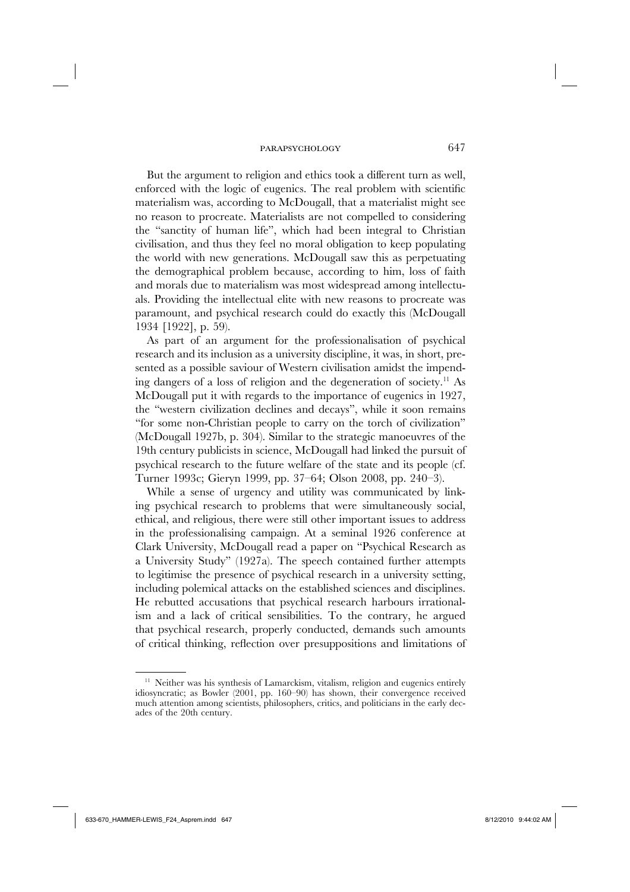But the argument to religion and ethics took a different turn as well, enforced with the logic of eugenics. The real problem with scientific materialism was, according to McDougall, that a materialist might see no reason to procreate. Materialists are not compelled to considering the "sanctity of human life", which had been integral to Christian civilisation, and thus they feel no moral obligation to keep populating the world with new generations. McDougall saw this as perpetuating the demographical problem because, according to him, loss of faith and morals due to materialism was most widespread among intellectuals. Providing the intellectual elite with new reasons to procreate was paramount, and psychical research could do exactly this (McDougall 1934 [1922], p. 59).

As part of an argument for the professionalisation of psychical research and its inclusion as a university discipline, it was, in short, presented as a possible saviour of Western civilisation amidst the impending dangers of a loss of religion and the degeneration of society.[11] As McDougall put it with regards to the importance of eugenics in 1927, the "western civilization declines and decays", while it soon remains "for some non-Christian people to carry on the torch of civilization" (McDougall 1927b, p. 304). Similar to the strategic manoeuvres of the 19th century publicists in science, McDougall had linked the pursuit of psychical research to the future welfare of the state and its people (cf. Turner 1993c; Gieryn 1999, pp. 37–64; Olson 2008, pp. 240–3).

While a sense of urgency and utility was communicated by linking psychical research to problems that were simultaneously social, ethical, and religious, there were still other important issues to address in the professionalising campaign. At a seminal 1926 conference at Clark University, McDougall read a paper on "Psychical Research as a University Study" (1927a). The speech contained further attempts to legitimise the presence of psychical research in a university setting, including polemical attacks on the established sciences and disciplines. He rebutted accusations that psychical research harbours irrationalism and a lack of critical sensibilities. To the contrary, he argued that psychical research, properly conducted, demands such amounts of critical thinking, reflection over presuppositions and limitations of

[11] Neither was his synthesis of Lamarckism, vitalism, religion and eugenics entirely idiosyncratic; as Bowler (2001, pp. 160–90) has shown, their convergence received much attention among scientists, philosophers, critics, and politicians in the early decades of the 20th century.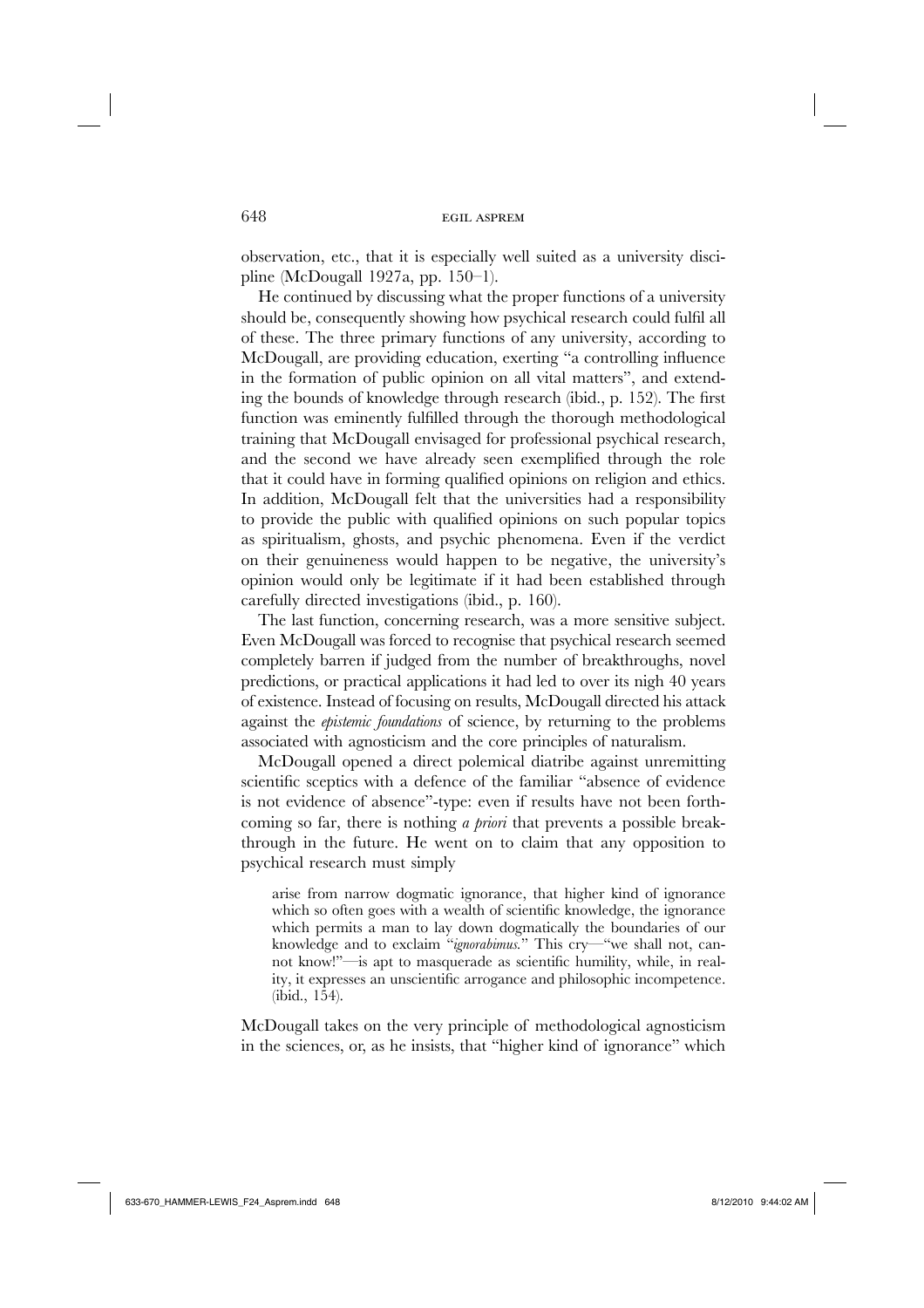observation, etc., that it is especially well suited as a university discipline (McDougall 1927a, pp. 150–1).

He continued by discussing what the proper functions of a university should be, consequently showing how psychical research could fulfil all of these. The three primary functions of any university, according to McDougall, are providing education, exerting "a controlling influence in the formation of public opinion on all vital matters", and extending the bounds of knowledge through research (ibid., p. 152). The first function was eminently fulfilled through the thorough methodological training that McDougall envisaged for professional psychical research, and the second we have already seen exemplified through the role that it could have in forming qualified opinions on religion and ethics. In addition, McDougall felt that the universities had a responsibility to provide the public with qualified opinions on such popular topics as spiritualism, ghosts, and psychic phenomena. Even if the verdict on their genuineness would happen to be negative, the university's opinion would only be legitimate if it had been established through carefully directed investigations (ibid., p. 160).

The last function, concerning research, was a more sensitive subject. Even McDougall was forced to recognise that psychical research seemed completely barren if judged from the number of breakthroughs, novel predictions, or practical applications it had led to over its nigh 40 years of existence. Instead of focusing on results, McDougall directed his attack against the *epistemic foundations* of science, by returning to the problems associated with agnosticism and the core principles of naturalism.

McDougall opened a direct polemical diatribe against unremitting scientific sceptics with a defence of the familiar "absence of evidence is not evidence of absence"-type: even if results have not been forthcoming so far, there is nothing *a priori* that prevents a possible breakthrough in the future. He went on to claim that any opposition to psychical research must simply

> arise from narrow dogmatic ignorance, that higher kind of ignorance which so often goes with a wealth of scientific knowledge, the ignorance which permits a man to lay down dogmatically the boundaries of our knowledge and to exclaim "*ignorabimus.*" This cry—"we shall not, cannot know!"—is apt to masquerade as scientific humility, while, in reality, it expresses an unscientific arrogance and philosophic incompetence. (ibid., 154).

McDougall takes on the very principle of methodological agnosticism in the sciences, or, as he insists, that "higher kind of ignorance" which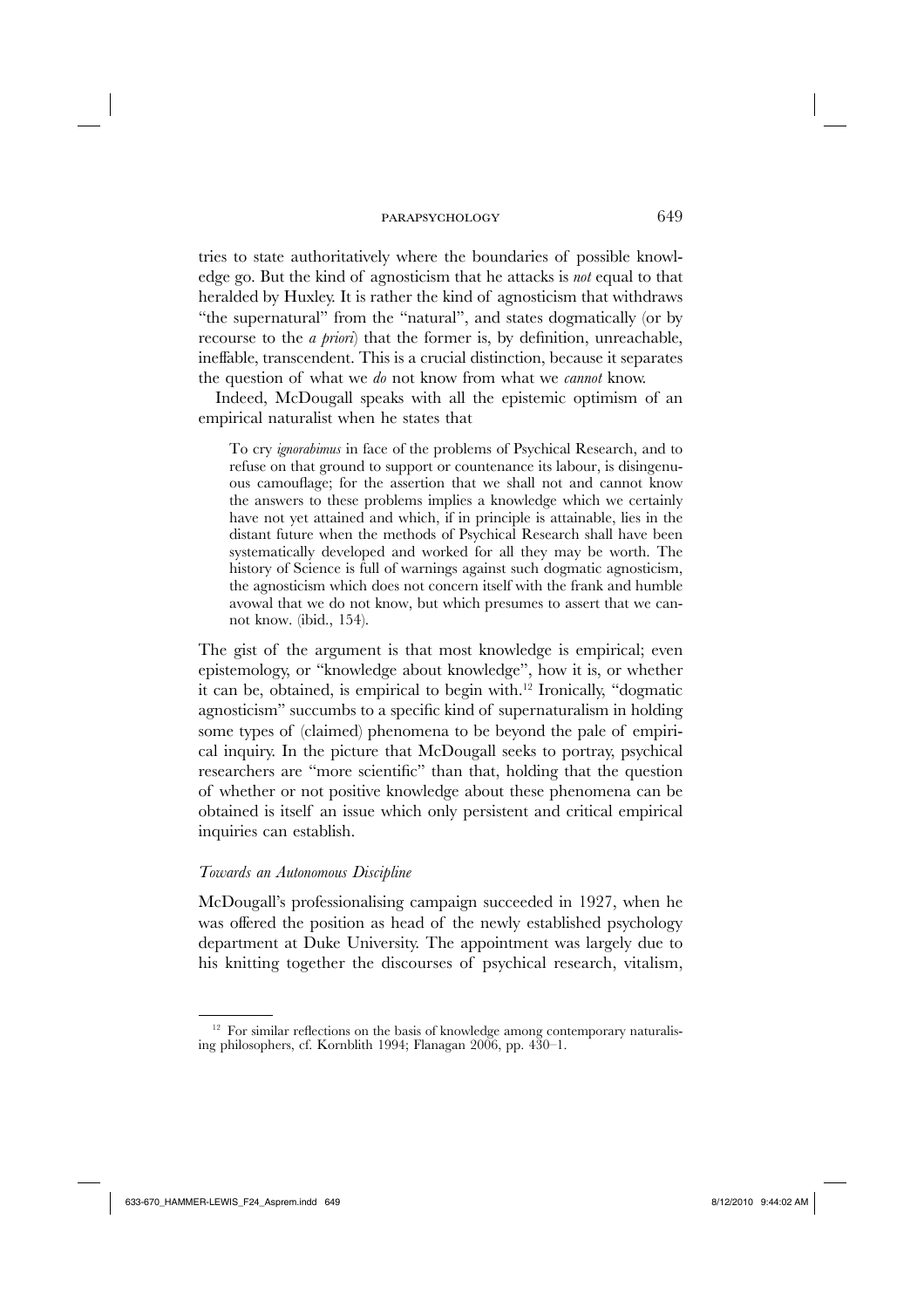tries to state authoritatively where the boundaries of possible knowledge go. But the kind of agnosticism that he attacks is *not* equal to that heralded by Huxley. It is rather the kind of agnosticism that withdraws "the supernatural" from the "natural", and states dogmatically (or by recourse to the *a priori*) that the former is, by definition, unreachable, ineffable, transcendent. This is a crucial distinction, because it separates the question of what we *do* not know from what we *cannot* know.

Indeed, McDougall speaks with all the epistemic optimism of an empirical naturalist when he states that

> To cry *ignorabimus* in face of the problems of Psychical Research, and to refuse on that ground to support or countenance its labour, is disingenuous camouflage; for the assertion that we shall not and cannot know the answers to these problems implies a knowledge which we certainly have not yet attained and which, if in principle is attainable, lies in the distant future when the methods of Psychical Research shall have been systematically developed and worked for all they may be worth. The history of Science is full of warnings against such dogmatic agnosticism, the agnosticism which does not concern itself with the frank and humble avowal that we do not know, but which presumes to assert that we cannot know. (ibid., 154).

The gist of the argument is that most knowledge is empirical; even epistemology, or "knowledge about knowledge", how it is, or whether it can be, obtained, is empirical to begin with.[12] Ironically, "dogmatic agnosticism" succumbs to a specific kind of supernaturalism in holding some types of (claimed) phenomena to be beyond the pale of empirical inquiry. In the picture that McDougall seeks to portray, psychical researchers are "more scientific" than that, holding that the question of whether or not positive knowledge about these phenomena can be obtained is itself an issue which only persistent and critical empirical inquiries can establish.

### *Towards an Autonomous Discipline*

McDougall's professionalising campaign succeeded in 1927, when he was offered the position as head of the newly established psychology department at Duke University. The appointment was largely due to his knitting together the discourses of psychical research, vitalism,

[12] For similar reflections on the basis of knowledge among contemporary naturalising philosophers, cf. Kornblith 1994; Flanagan 2006, pp. 430–1.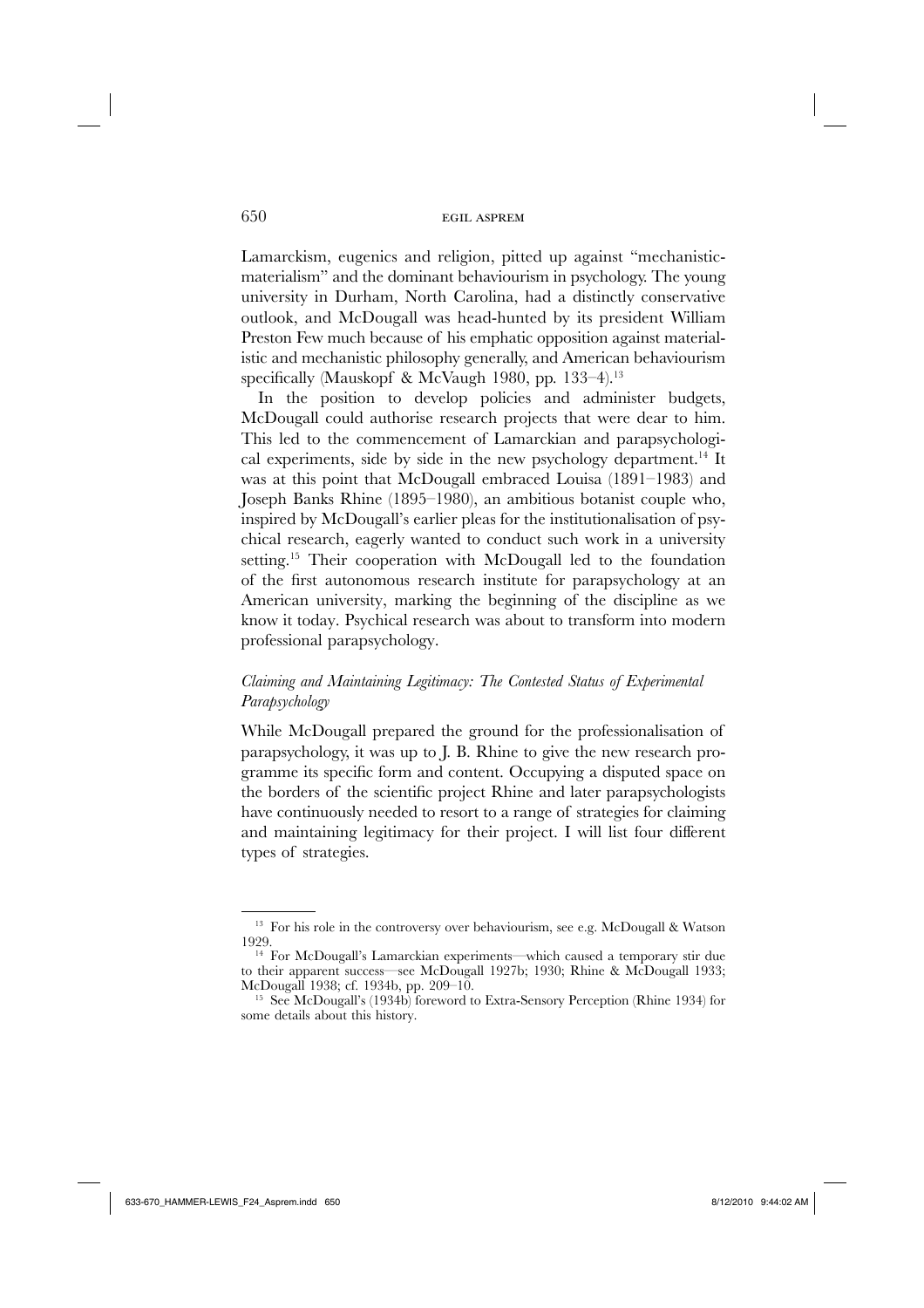Lamarckism, eugenics and religion, pitted up against "mechanistic-materialism" and the dominant behaviourism in psychology. The young university in Durham, North Carolina, had a distinctly conservative outlook, and McDougall was head-hunted by its president William Preston Few much because of his emphatic opposition against materialistic and mechanistic philosophy generally, and American behaviourism specifically (Mauskopf & McVaugh 1980, pp. 133–4).[13]

In the position to develop policies and administer budgets, McDougall could authorise research projects that were dear to him. This led to the commencement of Lamarckian and parapsychological experiments, side by side in the new psychology department.[14] It was at this point that McDougall embraced Louisa (1891–1983) and Joseph Banks Rhine (1895–1980), an ambitious botanist couple who, inspired by McDougall's earlier pleas for the institutionalisation of psychical research, eagerly wanted to conduct such work in a university setting.[15] Their cooperation with McDougall led to the foundation of the first autonomous research institute for parapsychology at an American university, marking the beginning of the discipline as we know it today. Psychical research was about to transform into modern professional parapsychology.

### *Claiming and Maintaining Legitimacy: The Contested Status of Experimental Parapsychology*

While McDougall prepared the ground for the professionalisation of parapsychology, it was up to J. B. Rhine to give the new research programme its specific form and content. Occupying a disputed space on the borders of the scientific project Rhine and later parapsychologists have continuously needed to resort to a range of strategies for claiming and maintaining legitimacy for their project. I will list four different types of strategies.

---

[13] For his role in the controversy over behaviourism, see e.g. McDougall & Watson 1929.

[14] For McDougall's Lamarckian experiments—which caused a temporary stir due to their apparent success—see McDougall 1927b; 1930; Rhine & McDougall 1933; McDougall 1938; cf. 1934b, pp. 209–10.

[15] See McDougall's (1934b) foreword to Extra-Sensory Perception (Rhine 1934) for some details about this history.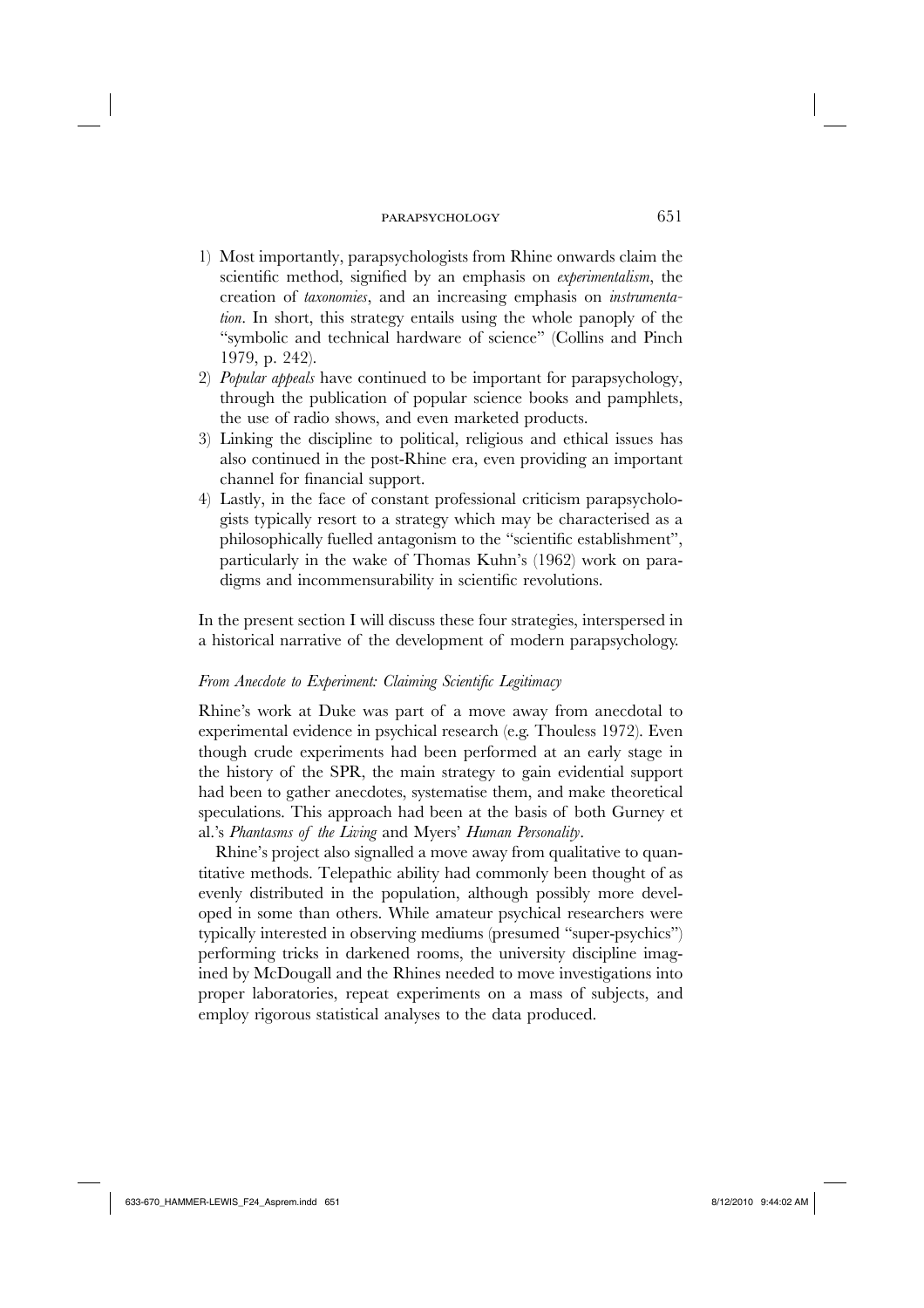1) Most importantly, parapsychologists from Rhine onwards claim the scientific method, signified by an emphasis on *experimentalism*, the creation of *taxonomies*, and an increasing emphasis on *instrumentation*. In short, this strategy entails using the whole panoply of the "symbolic and technical hardware of science" (Collins and Pinch 1979, p. 242).
2) *Popular appeals* have continued to be important for parapsychology, through the publication of popular science books and pamphlets, the use of radio shows, and even marketed products.
3) Linking the discipline to political, religious and ethical issues has also continued in the post-Rhine era, even providing an important channel for financial support.
4) Lastly, in the face of constant professional criticism parapsychologists typically resort to a strategy which may be characterised as a philosophically fuelled antagonism to the "scientific establishment", particularly in the wake of Thomas Kuhn's (1962) work on paradigms and incommensurability in scientific revolutions.

In the present section I will discuss these four strategies, interspersed in a historical narrative of the development of modern parapsychology.

### *From Anecdote to Experiment: Claiming Scientific Legitimacy*

Rhine's work at Duke was part of a move away from anecdotal to experimental evidence in psychical research (e.g. Thouless 1972). Even though crude experiments had been performed at an early stage in the history of the SPR, the main strategy to gain evidential support had been to gather anecdotes, systematise them, and make theoretical speculations. This approach had been at the basis of both Gurney et al.'s *Phantasms of the Living* and Myers' *Human Personality*.

Rhine's project also signalled a move away from qualitative to quantitative methods. Telepathic ability had commonly been thought of as evenly distributed in the population, although possibly more developed in some than others. While amateur psychical researchers were typically interested in observing mediums (presumed "super-psychics") performing tricks in darkened rooms, the university discipline imagined by McDougall and the Rhines needed to move investigations into proper laboratories, repeat experiments on a mass of subjects, and employ rigorous statistical analyses to the data produced.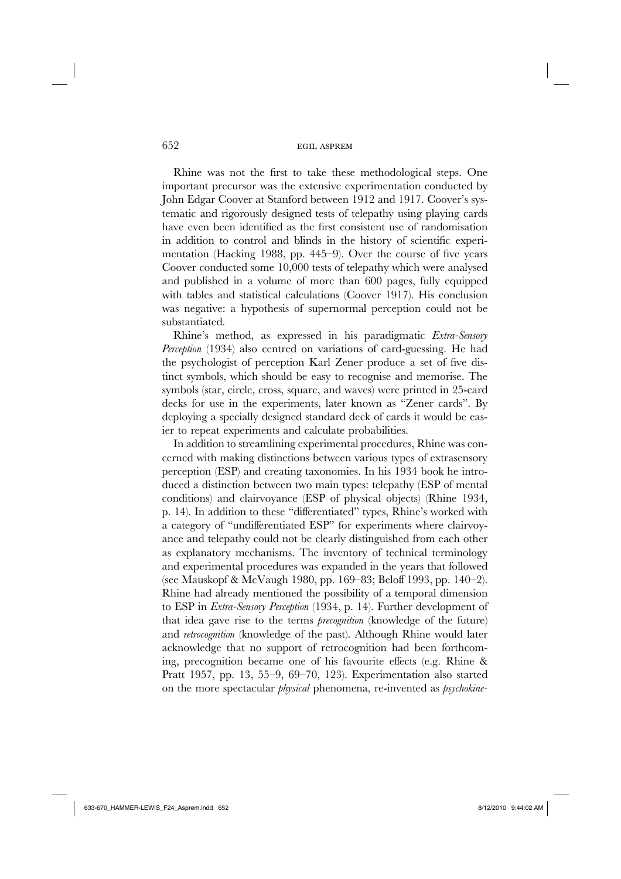Rhine was not the first to take these methodological steps. One important precursor was the extensive experimentation conducted by John Edgar Coover at Stanford between 1912 and 1917. Coover's systematic and rigorously designed tests of telepathy using playing cards have even been identified as the first consistent use of randomisation in addition to control and blinds in the history of scientific experimentation (Hacking 1988, pp. 445–9). Over the course of five years Coover conducted some 10,000 tests of telepathy which were analysed and published in a volume of more than 600 pages, fully equipped with tables and statistical calculations (Coover 1917). His conclusion was negative: a hypothesis of supernormal perception could not be substantiated.

Rhine's method, as expressed in his paradigmatic *Extra-Sensory Perception* (1934) also centred on variations of card-guessing. He had the psychologist of perception Karl Zener produce a set of five distinct symbols, which should be easy to recognise and memorise. The symbols (star, circle, cross, square, and waves) were printed in 25-card decks for use in the experiments, later known as "Zener cards". By deploying a specially designed standard deck of cards it would be easier to repeat experiments and calculate probabilities.

In addition to streamlining experimental procedures, Rhine was concerned with making distinctions between various types of extrasensory perception (ESP) and creating taxonomies. In his 1934 book he introduced a distinction between two main types: telepathy (ESP of mental conditions) and clairvoyance (ESP of physical objects) (Rhine 1934, p. 14). In addition to these "differentiated" types, Rhine's worked with a category of "undifferentiated ESP" for experiments where clairvoyance and telepathy could not be clearly distinguished from each other as explanatory mechanisms. The inventory of technical terminology and experimental procedures was expanded in the years that followed (see Mauskopf & McVaugh 1980, pp. 169–83; Beloff 1993, pp. 140–2). Rhine had already mentioned the possibility of a temporal dimension to ESP in *Extra-Sensory Perception* (1934, p. 14). Further development of that idea gave rise to the terms *precognition* (knowledge of the future) and *retrocognition* (knowledge of the past). Although Rhine would later acknowledge that no support of retrocognition had been forthcoming, precognition became one of his favourite effects (e.g. Rhine & Pratt 1957, pp. 13, 55–9, 69–70, 123). Experimentation also started on the more spectacular *physical* phenomena, re-invented as *psychokine-*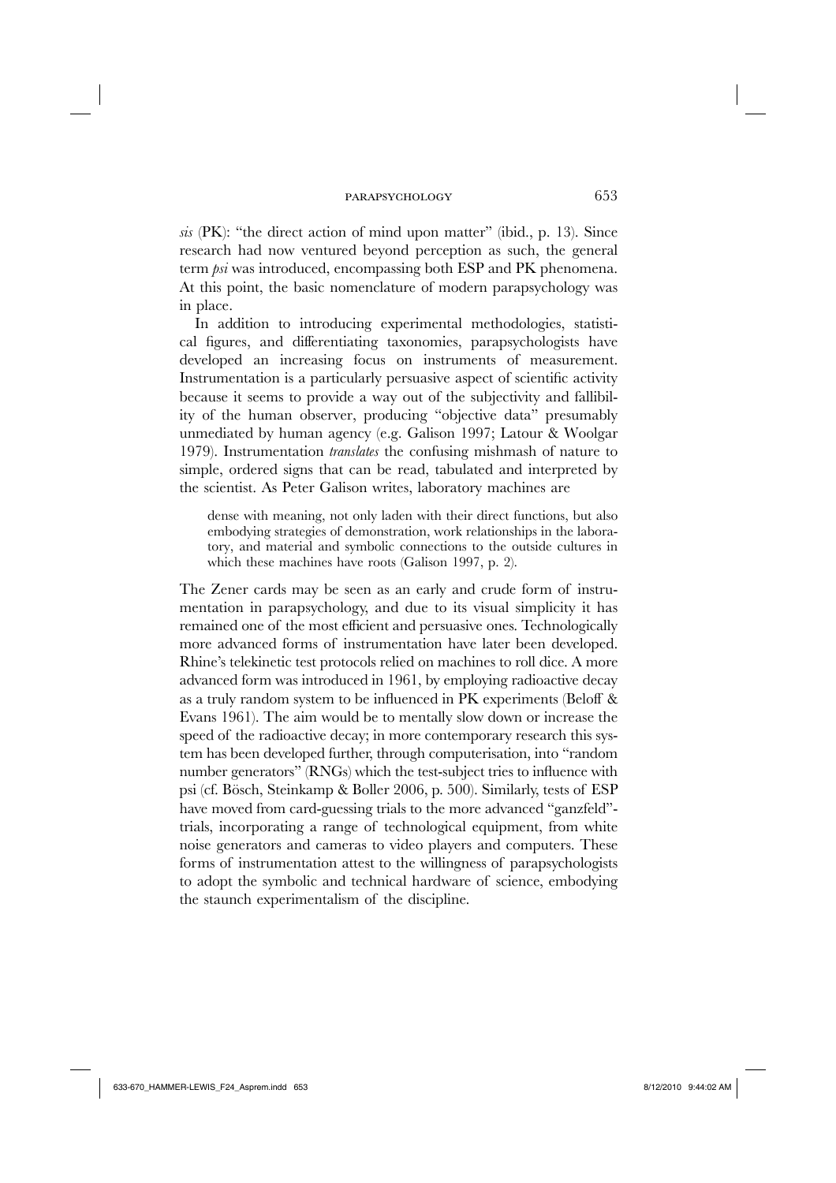*sis* (PK): "the direct action of mind upon matter" (ibid., p. 13). Since research had now ventured beyond perception as such, the general term *psi* was introduced, encompassing both ESP and PK phenomena. At this point, the basic nomenclature of modern parapsychology was in place.

In addition to introducing experimental methodologies, statistical figures, and differentiating taxonomies, parapsychologists have developed an increasing focus on instruments of measurement. Instrumentation is a particularly persuasive aspect of scientific activity because it seems to provide a way out of the subjectivity and fallibility of the human observer, producing "objective data" presumably unmediated by human agency (e.g. Galison 1997; Latour & Woolgar 1979). Instrumentation *translates* the confusing mishmash of nature to simple, ordered signs that can be read, tabulated and interpreted by the scientist. As Peter Galison writes, laboratory machines are

> dense with meaning, not only laden with their direct functions, but also embodying strategies of demonstration, work relationships in the laboratory, and material and symbolic connections to the outside cultures in which these machines have roots (Galison 1997, p. 2).

The Zener cards may be seen as an early and crude form of instrumentation in parapsychology, and due to its visual simplicity it has remained one of the most efficient and persuasive ones. Technologically more advanced forms of instrumentation have later been developed. Rhine's telekinetic test protocols relied on machines to roll dice. A more advanced form was introduced in 1961, by employing radioactive decay as a truly random system to be influenced in PK experiments (Beloff & Evans 1961). The aim would be to mentally slow down or increase the speed of the radioactive decay; in more contemporary research this system has been developed further, through computerisation, into "random number generators" (RNGs) which the test-subject tries to influence with psi (cf. Bösch, Steinkamp & Boller 2006, p. 500). Similarly, tests of ESP have moved from card-guessing trials to the more advanced "ganzfeld"-trials, incorporating a range of technological equipment, from white noise generators and cameras to video players and computers. These forms of instrumentation attest to the willingness of parapsychologists to adopt the symbolic and technical hardware of science, embodying the staunch experimentalism of the discipline.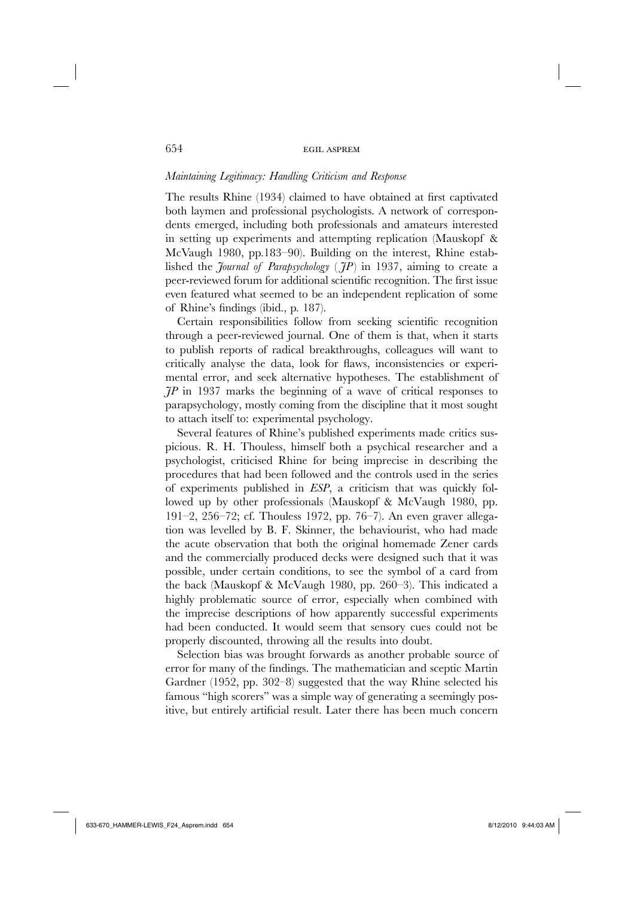### *Maintaining Legitimacy: Handling Criticism and Response*

The results Rhine (1934) claimed to have obtained at first captivated both laymen and professional psychologists. A network of correspondents emerged, including both professionals and amateurs interested in setting up experiments and attempting replication (Mauskopf & McVaugh 1980, pp.183–90). Building on the interest, Rhine established the *Journal of Parapsychology* (*JP*) in 1937, aiming to create a peer-reviewed forum for additional scientific recognition. The first issue even featured what seemed to be an independent replication of some of Rhine's findings (ibid., p. 187).

Certain responsibilities follow from seeking scientific recognition through a peer-reviewed journal. One of them is that, when it starts to publish reports of radical breakthroughs, colleagues will want to critically analyse the data, look for flaws, inconsistencies or experimental error, and seek alternative hypotheses. The establishment of *JP* in 1937 marks the beginning of a wave of critical responses to parapsychology, mostly coming from the discipline that it most sought to attach itself to: experimental psychology.

Several features of Rhine's published experiments made critics suspicious. R. H. Thouless, himself both a psychical researcher and a psychologist, criticised Rhine for being imprecise in describing the procedures that had been followed and the controls used in the series of experiments published in *ESP*, a criticism that was quickly followed up by other professionals (Mauskopf & McVaugh 1980, pp. 191–2, 256–72; cf. Thouless 1972, pp. 76–7). An even graver allegation was levelled by B. F. Skinner, the behaviourist, who had made the acute observation that both the original homemade Zener cards and the commercially produced decks were designed such that it was possible, under certain conditions, to see the symbol of a card from the back (Mauskopf & McVaugh 1980, pp. 260–3). This indicated a highly problematic source of error, especially when combined with the imprecise descriptions of how apparently successful experiments had been conducted. It would seem that sensory cues could not be properly discounted, throwing all the results into doubt.

Selection bias was brought forwards as another probable source of error for many of the findings. The mathematician and sceptic Martin Gardner (1952, pp. 302–8) suggested that the way Rhine selected his famous "high scorers" was a simple way of generating a seemingly positive, but entirely artificial result. Later there has been much concern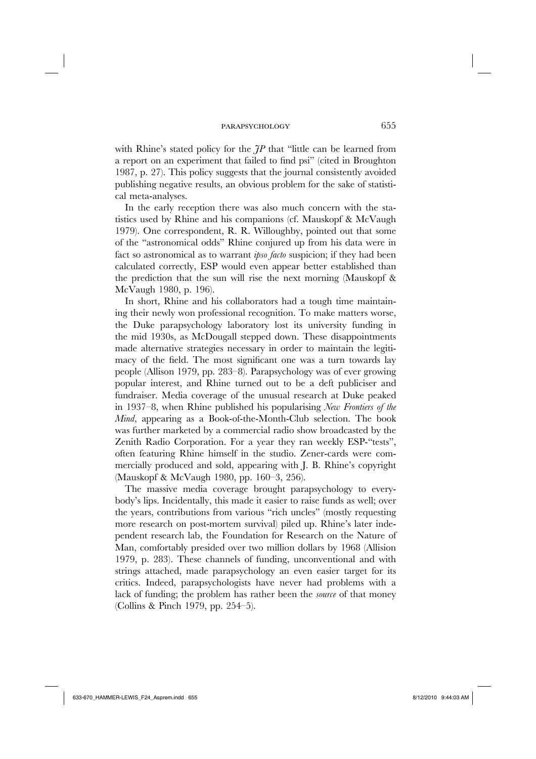with Rhine's stated policy for the *JP* that "little can be learned from a report on an experiment that failed to find psi" (cited in Broughton 1987, p. 27). This policy suggests that the journal consistently avoided publishing negative results, an obvious problem for the sake of statistical meta-analyses.

In the early reception there was also much concern with the statistics used by Rhine and his companions (cf. Mauskopf & McVaugh 1979). One correspondent, R. R. Willoughby, pointed out that some of the "astronomical odds" Rhine conjured up from his data were in fact so astronomical as to warrant *ipso facto* suspicion; if they had been calculated correctly, ESP would even appear better established than the prediction that the sun will rise the next morning (Mauskopf & McVaugh 1980, p. 196).

In short, Rhine and his collaborators had a tough time maintaining their newly won professional recognition. To make matters worse, the Duke parapsychology laboratory lost its university funding in the mid 1930s, as McDougall stepped down. These disappointments made alternative strategies necessary in order to maintain the legitimacy of the field. The most significant one was a turn towards lay people (Allison 1979, pp. 283–8). Parapsychology was of ever growing popular interest, and Rhine turned out to be a deft publiciser and fundraiser. Media coverage of the unusual research at Duke peaked in 1937–8, when Rhine published his popularising *New Frontiers of the Mind*, appearing as a Book-of-the-Month-Club selection. The book was further marketed by a commercial radio show broadcasted by the Zenith Radio Corporation. For a year they ran weekly ESP-"tests", often featuring Rhine himself in the studio. Zener-cards were commercially produced and sold, appearing with J. B. Rhine's copyright (Mauskopf & McVaugh 1980, pp. 160–3, 256).

The massive media coverage brought parapsychology to everybody's lips. Incidentally, this made it easier to raise funds as well; over the years, contributions from various "rich uncles" (mostly requesting more research on post-mortem survival) piled up. Rhine's later independent research lab, the Foundation for Research on the Nature of Man, comfortably presided over two million dollars by 1968 (Allision 1979, p. 283). These channels of funding, unconventional and with strings attached, made parapsychology an even easier target for its critics. Indeed, parapsychologists have never had problems with a lack of funding; the problem has rather been the *source* of that money (Collins & Pinch 1979, pp. 254–5).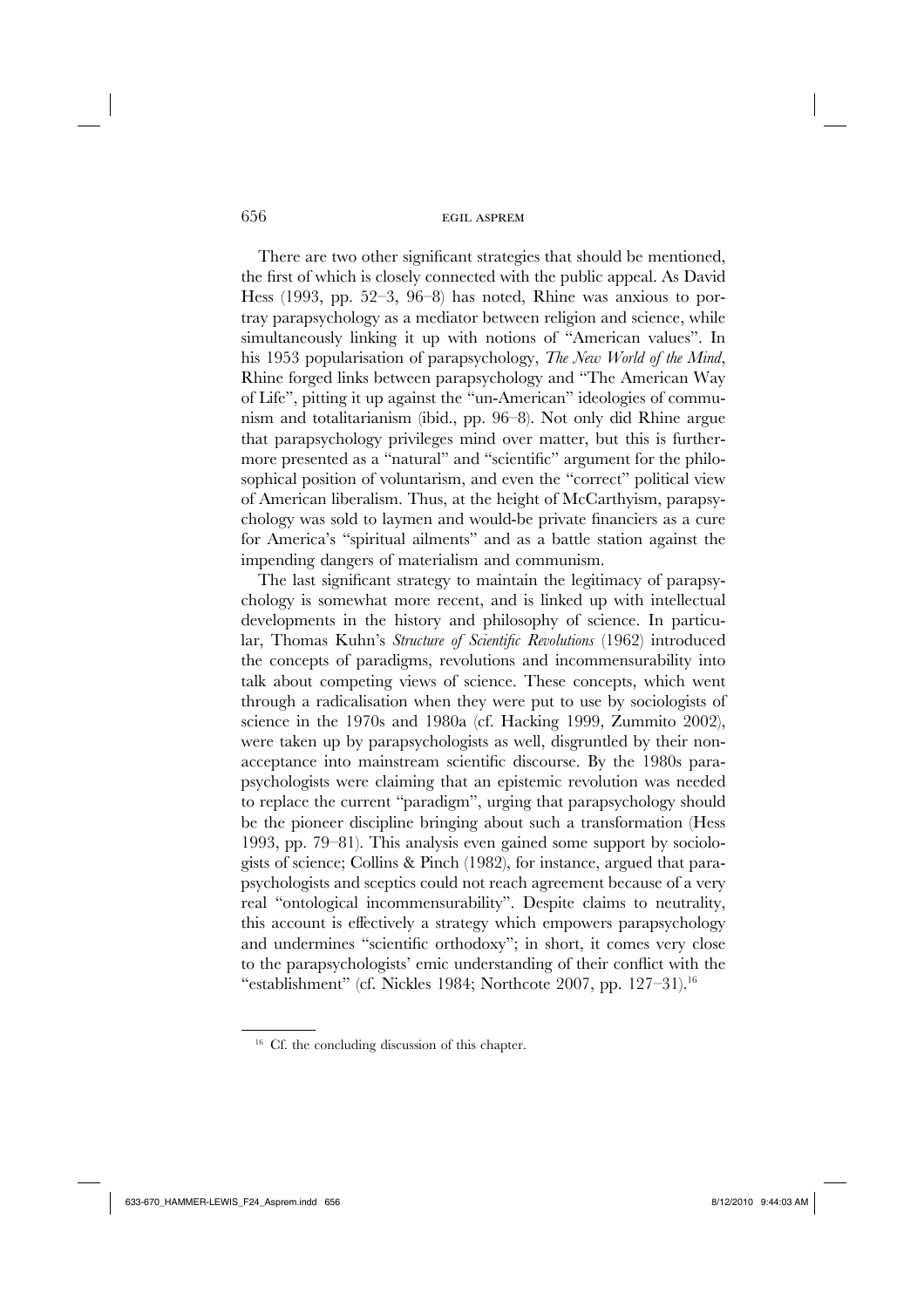There are two other significant strategies that should be mentioned, the first of which is closely connected with the public appeal. As David Hess (1993, pp. 52–3, 96–8) has noted, Rhine was anxious to portray parapsychology as a mediator between religion and science, while simultaneously linking it up with notions of "American values". In his 1953 popularisation of parapsychology, *The New World of the Mind*, Rhine forged links between parapsychology and "The American Way of Life", pitting it up against the "un-American" ideologies of communism and totalitarianism (ibid., pp. 96–8). Not only did Rhine argue that parapsychology privileges mind over matter, but this is furthermore presented as a "natural" and "scientific" argument for the philosophical position of voluntarism, and even the "correct" political view of American liberalism. Thus, at the height of McCarthyism, parapsychology was sold to laymen and would-be private financiers as a cure for America's "spiritual ailments" and as a battle station against the impending dangers of materialism and communism.

The last significant strategy to maintain the legitimacy of parapsychology is somewhat more recent, and is linked up with intellectual developments in the history and philosophy of science. In particular, Thomas Kuhn's *Structure of Scientific Revolutions* (1962) introduced the concepts of paradigms, revolutions and incommensurability into talk about competing views of science. These concepts, which went through a radicalisation when they were put to use by sociologists of science in the 1970s and 1980a (cf. Hacking 1999, Zummito 2002), were taken up by parapsychologists as well, disgruntled by their non-acceptance into mainstream scientific discourse. By the 1980s parapsychologists were claiming that an epistemic revolution was needed to replace the current "paradigm", urging that parapsychology should be the pioneer discipline bringing about such a transformation (Hess 1993, pp. 79–81). This analysis even gained some support by sociologists of science; Collins & Pinch (1982), for instance, argued that parapsychologists and sceptics could not reach agreement because of a very real "ontological incommensurability". Despite claims to neutrality, this account is effectively a strategy which empowers parapsychology and undermines "scientific orthodoxy"; in short, it comes very close to the parapsychologists' emic understanding of their conflict with the "establishment" (cf. Nickles 1984; Northcote 2007, pp. 127–31).[16]

[16] Cf. the concluding discussion of this chapter.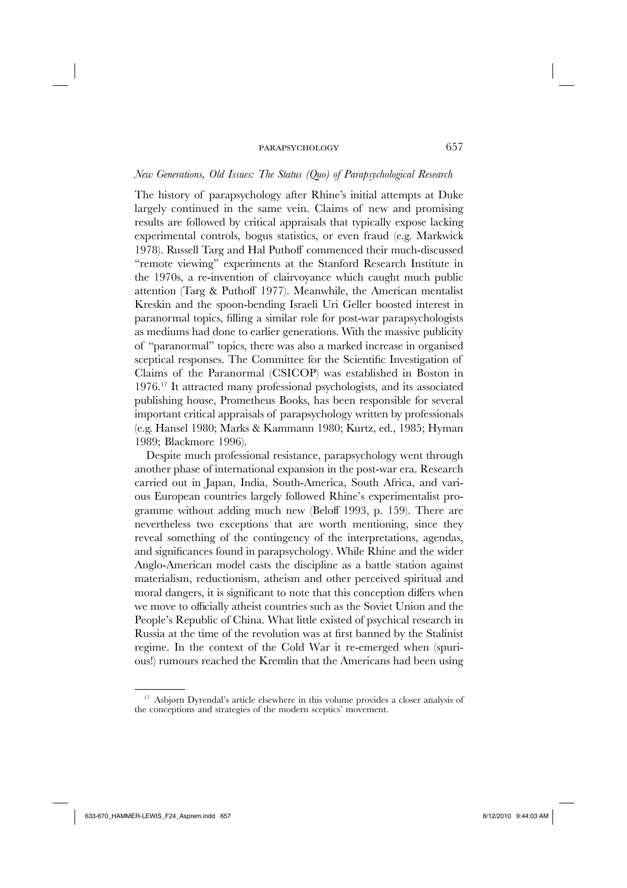### *New Generations, Old Issues: The Status (Quo) of Parapsychological Research*

The history of parapsychology after Rhine's initial attempts at Duke largely continued in the same vein. Claims of new and promising results are followed by critical appraisals that typically expose lacking experimental controls, bogus statistics, or even fraud (e.g. Markwick 1978). Russell Targ and Hal Puthoff commenced their much-discussed "remote viewing" experiments at the Stanford Research Institute in the 1970s, a re-invention of clairvoyance which caught much public attention (Targ & Puthoff 1977). Meanwhile, the American mentalist Kreskin and the spoon-bending Israeli Uri Geller boosted interest in paranormal topics, filling a similar role for post-war parapsychologists as mediums had done to earlier generations. With the massive publicity of "paranormal" topics, there was also a marked increase in organised sceptical responses. The Committee for the Scientific Investigation of Claims of the Paranormal (CSICOP) was established in Boston in 1976.[17] It attracted many professional psychologists, and its associated publishing house, Prometheus Books, has been responsible for several important critical appraisals of parapsychology written by professionals (e.g. Hansel 1980; Marks & Kammann 1980; Kurtz, ed., 1985; Hyman 1989; Blackmore 1996).

Despite much professional resistance, parapsychology went through another phase of international expansion in the post-war era. Research carried out in Japan, India, South-America, South Africa, and various European countries largely followed Rhine's experimentalist programme without adding much new (Beloff 1993, p. 159). There are nevertheless two exceptions that are worth mentioning, since they reveal something of the contingency of the interpretations, agendas, and significances found in parapsychology. While Rhine and the wider Anglo-American model casts the discipline as a battle station against materialism, reductionism, atheism and other perceived spiritual and moral dangers, it is significant to note that this conception differs when we move to officially atheist countries such as the Soviet Union and the People's Republic of China. What little existed of psychical research in Russia at the time of the revolution was at first banned by the Stalinist regime. In the context of the Cold War it re-emerged when (spurious!) rumours reached the Kremlin that the Americans had been using

[17] Asbjørn Dyrendal's article elsewhere in this volume provides a closer analysis of the conceptions and strategies of the modern sceptics' movement.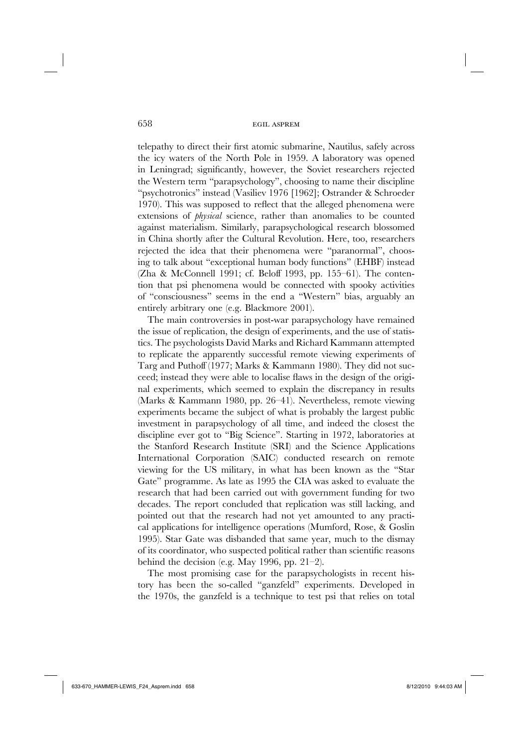telepathy to direct their first atomic submarine, Nautilus, safely across the icy waters of the North Pole in 1959. A laboratory was opened in Leningrad; significantly, however, the Soviet researchers rejected the Western term "parapsychology", choosing to name their discipline "psychotronics" instead (Vasiliev 1976 [1962]; Ostrander & Schroeder 1970). This was supposed to reflect that the alleged phenomena were extensions of *physical* science, rather than anomalies to be counted against materialism. Similarly, parapsychological research blossomed in China shortly after the Cultural Revolution. Here, too, researchers rejected the idea that their phenomena were "paranormal", choosing to talk about "exceptional human body functions" (EHBF) instead (Zha & McConnell 1991; cf. Beloff 1993, pp. 155–61). The contention that psi phenomena would be connected with spooky activities of "consciousness" seems in the end a "Western" bias, arguably an entirely arbitrary one (e.g. Blackmore 2001).

The main controversies in post-war parapsychology have remained the issue of replication, the design of experiments, and the use of statistics. The psychologists David Marks and Richard Kammann attempted to replicate the apparently successful remote viewing experiments of Targ and Puthoff (1977; Marks & Kammann 1980). They did not succeed; instead they were able to localise flaws in the design of the original experiments, which seemed to explain the discrepancy in results (Marks & Kammann 1980, pp. 26–41). Nevertheless, remote viewing experiments became the subject of what is probably the largest public investment in parapsychology of all time, and indeed the closest the discipline ever got to "Big Science". Starting in 1972, laboratories at the Stanford Research Institute (SRI) and the Science Applications International Corporation (SAIC) conducted research on remote viewing for the US military, in what has been known as the "Star Gate" programme. As late as 1995 the CIA was asked to evaluate the research that had been carried out with government funding for two decades. The report concluded that replication was still lacking, and pointed out that the research had not yet amounted to any practical applications for intelligence operations (Mumford, Rose, & Goslin 1995). Star Gate was disbanded that same year, much to the dismay of its coordinator, who suspected political rather than scientific reasons behind the decision (e.g. May 1996, pp. 21–2).

The most promising case for the parapsychologists in recent history has been the so-called "ganzfeld" experiments. Developed in the 1970s, the ganzfeld is a technique to test psi that relies on total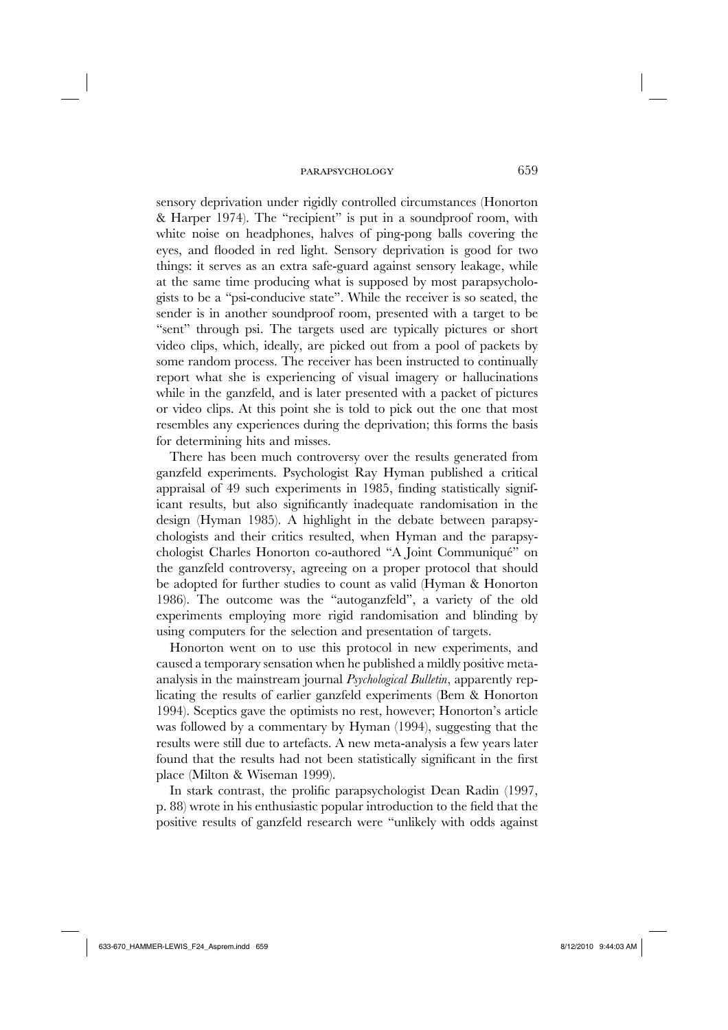sensory deprivation under rigidly controlled circumstances (Honorton & Harper 1974). The "recipient" is put in a soundproof room, with white noise on headphones, halves of ping-pong balls covering the eyes, and flooded in red light. Sensory deprivation is good for two things: it serves as an extra safe-guard against sensory leakage, while at the same time producing what is supposed by most parapsychologists to be a "psi-conducive state". While the receiver is so seated, the sender is in another soundproof room, presented with a target to be "sent" through psi. The targets used are typically pictures or short video clips, which, ideally, are picked out from a pool of packets by some random process. The receiver has been instructed to continually report what she is experiencing of visual imagery or hallucinations while in the ganzfeld, and is later presented with a packet of pictures or video clips. At this point she is told to pick out the one that most resembles any experiences during the deprivation; this forms the basis for determining hits and misses.

There has been much controversy over the results generated from ganzfeld experiments. Psychologist Ray Hyman published a critical appraisal of 49 such experiments in 1985, finding statistically significant results, but also significantly inadequate randomisation in the design (Hyman 1985). A highlight in the debate between parapsychologists and their critics resulted, when Hyman and the parapsychologist Charles Honorton co-authored "A Joint Communiqué" on the ganzfeld controversy, agreeing on a proper protocol that should be adopted for further studies to count as valid (Hyman & Honorton 1986). The outcome was the "autoganzfeld", a variety of the old experiments employing more rigid randomisation and blinding by using computers for the selection and presentation of targets.

Honorton went on to use this protocol in new experiments, and caused a temporary sensation when he published a mildly positive meta-analysis in the mainstream journal *Psychological Bulletin*, apparently replicating the results of earlier ganzfeld experiments (Bem & Honorton 1994). Sceptics gave the optimists no rest, however; Honorton's article was followed by a commentary by Hyman (1994), suggesting that the results were still due to artefacts. A new meta-analysis a few years later found that the results had not been statistically significant in the first place (Milton & Wiseman 1999).

In stark contrast, the prolific parapsychologist Dean Radin (1997, p. 88) wrote in his enthusiastic popular introduction to the field that the positive results of ganzfeld research were "unlikely with odds against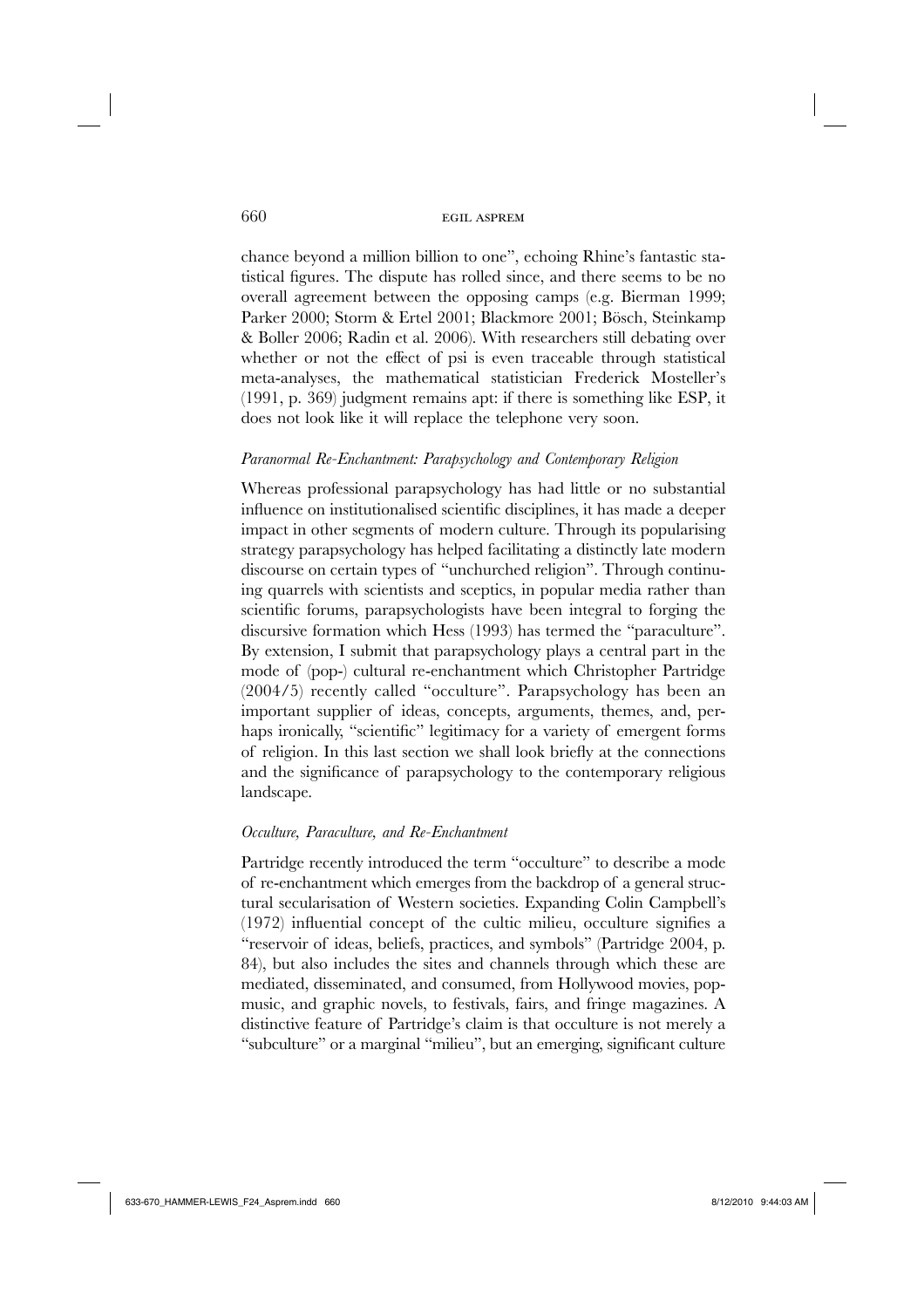chance beyond a million billion to one", echoing Rhine's fantastic statistical figures. The dispute has rolled since, and there seems to be no overall agreement between the opposing camps (e.g. Bierman 1999; Parker 2000; Storm & Ertel 2001; Blackmore 2001; Bösch, Steinkamp & Boller 2006; Radin et al. 2006). With researchers still debating over whether or not the effect of psi is even traceable through statistical meta-analyses, the mathematical statistician Frederick Mosteller's (1991, p. 369) judgment remains apt: if there is something like ESP, it does not look like it will replace the telephone very soon.

### *Paranormal Re-Enchantment: Parapsychology and Contemporary Religion*

Whereas professional parapsychology has had little or no substantial influence on institutionalised scientific disciplines, it has made a deeper impact in other segments of modern culture. Through its popularising strategy parapsychology has helped facilitating a distinctly late modern discourse on certain types of "unchurched religion". Through continuing quarrels with scientists and sceptics, in popular media rather than scientific forums, parapsychologists have been integral to forging the discursive formation which Hess (1993) has termed the "paraculture". By extension, I submit that parapsychology plays a central part in the mode of (pop-) cultural re-enchantment which Christopher Partridge (2004/5) recently called "occulture". Parapsychology has been an important supplier of ideas, concepts, arguments, themes, and, perhaps ironically, "scientific" legitimacy for a variety of emergent forms of religion. In this last section we shall look briefly at the connections and the significance of parapsychology to the contemporary religious landscape.

### *Occulture, Paraculture, and Re-Enchantment*

Partridge recently introduced the term "occulture" to describe a mode of re-enchantment which emerges from the backdrop of a general structural secularisation of Western societies. Expanding Colin Campbell's (1972) influential concept of the cultic milieu, occulture signifies a "reservoir of ideas, beliefs, practices, and symbols" (Partridge 2004, p. 84), but also includes the sites and channels through which these are mediated, disseminated, and consumed, from Hollywood movies, pop-music, and graphic novels, to festivals, fairs, and fringe magazines. A distinctive feature of Partridge's claim is that occulture is not merely a "subculture" or a marginal "milieu", but an emerging, significant culture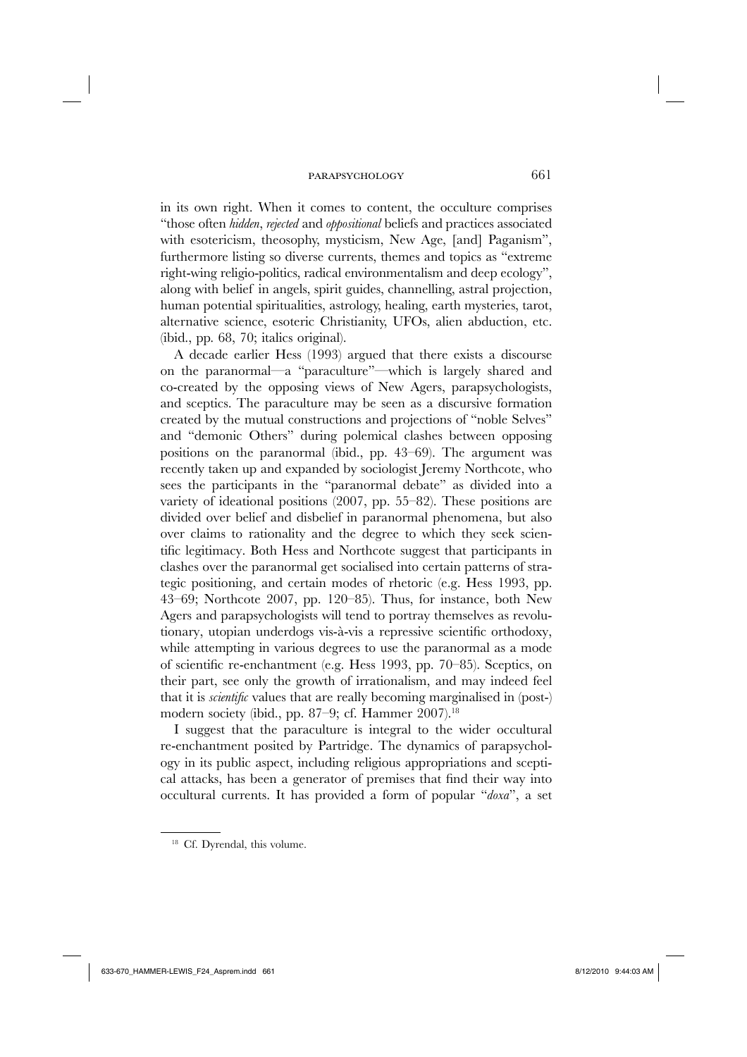in its own right. When it comes to content, the occulture comprises "those often *hidden*, *rejected* and *oppositional* beliefs and practices associated with esotericism, theosophy, mysticism, New Age, [and] Paganism", furthermore listing so diverse currents, themes and topics as "extreme right-wing religio-politics, radical environmentalism and deep ecology", along with belief in angels, spirit guides, channelling, astral projection, human potential spiritualities, astrology, healing, earth mysteries, tarot, alternative science, esoteric Christianity, UFOs, alien abduction, etc. (ibid., pp. 68, 70; italics original).

A decade earlier Hess (1993) argued that there exists a discourse on the paranormal—a "paraculture"—which is largely shared and co-created by the opposing views of New Agers, parapsychologists, and sceptics. The paraculture may be seen as a discursive formation created by the mutual constructions and projections of "noble Selves" and "demonic Others" during polemical clashes between opposing positions on the paranormal (ibid., pp. 43–69). The argument was recently taken up and expanded by sociologist Jeremy Northcote, who sees the participants in the "paranormal debate" as divided into a variety of ideational positions (2007, pp. 55–82). These positions are divided over belief and disbelief in paranormal phenomena, but also over claims to rationality and the degree to which they seek scientific legitimacy. Both Hess and Northcote suggest that participants in clashes over the paranormal get socialised into certain patterns of strategic positioning, and certain modes of rhetoric (e.g. Hess 1993, pp. 43–69; Northcote 2007, pp. 120–85). Thus, for instance, both New Agers and parapsychologists will tend to portray themselves as revolutionary, utopian underdogs vis-à-vis a repressive scientific orthodoxy, while attempting in various degrees to use the paranormal as a mode of scientific re-enchantment (e.g. Hess 1993, pp. 70–85). Sceptics, on their part, see only the growth of irrationalism, and may indeed feel that it is *scientific* values that are really becoming marginalised in (post-) modern society (ibid., pp. 87–9; cf. Hammer 2007).[18]

I suggest that the paraculture is integral to the wider occultural re-enchantment posited by Partridge. The dynamics of parapsychology in its public aspect, including religious appropriations and sceptical attacks, has been a generator of premises that find their way into occultural currents. It has provided a form of popular "*doxa*", a set

[18] Cf. Dyrendal, this volume.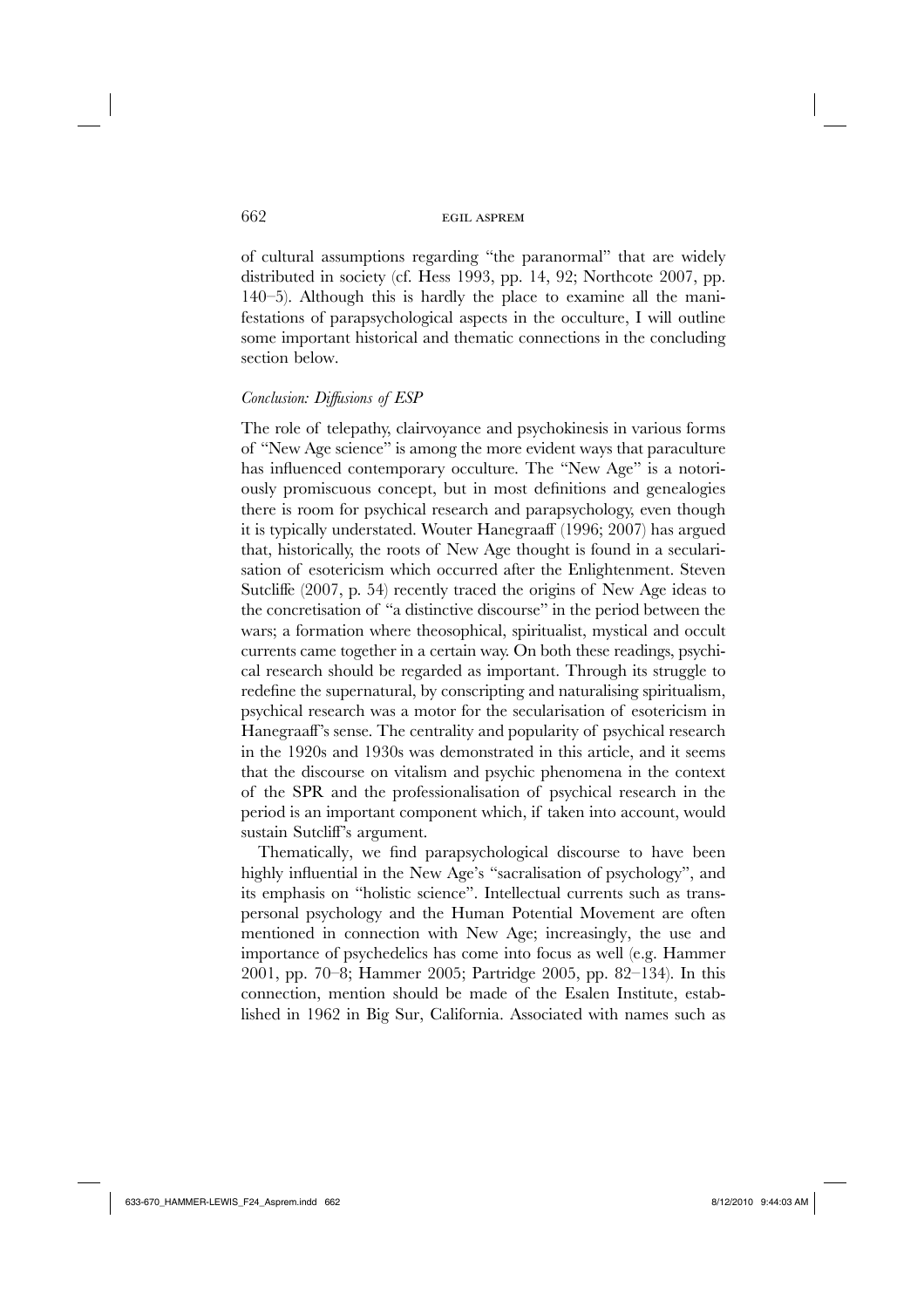of cultural assumptions regarding "the paranormal" that are widely distributed in society (cf. Hess 1993, pp. 14, 92; Northcote 2007, pp. 140–5). Although this is hardly the place to examine all the manifestations of parapsychological aspects in the occulture, I will outline some important historical and thematic connections in the concluding section below.

### *Conclusion: Diffusions of ESP*

The role of telepathy, clairvoyance and psychokinesis in various forms of "New Age science" is among the more evident ways that paraculture has influenced contemporary occulture. The "New Age" is a notoriously promiscuous concept, but in most definitions and genealogies there is room for psychical research and parapsychology, even though it is typically understated. Wouter Hanegraaff (1996; 2007) has argued that, historically, the roots of New Age thought is found in a secularisation of esotericism which occurred after the Enlightenment. Steven Sutcliffe (2007, p. 54) recently traced the origins of New Age ideas to the concretisation of "a distinctive discourse" in the period between the wars; a formation where theosophical, spiritualist, mystical and occult currents came together in a certain way. On both these readings, psychical research should be regarded as important. Through its struggle to redefine the supernatural, by conscripting and naturalising spiritualism, psychical research was a motor for the secularisation of esotericism in Hanegraaff's sense. The centrality and popularity of psychical research in the 1920s and 1930s was demonstrated in this article, and it seems that the discourse on vitalism and psychic phenomena in the context of the SPR and the professionalisation of psychical research in the period is an important component which, if taken into account, would sustain Sutcliff's argument.

Thematically, we find parapsychological discourse to have been highly influential in the New Age's "sacralisation of psychology", and its emphasis on "holistic science". Intellectual currents such as transpersonal psychology and the Human Potential Movement are often mentioned in connection with New Age; increasingly, the use and importance of psychedelics has come into focus as well (e.g. Hammer 2001, pp. 70–8; Hammer 2005; Partridge 2005, pp. 82–134). In this connection, mention should be made of the Esalen Institute, established in 1962 in Big Sur, California. Associated with names such as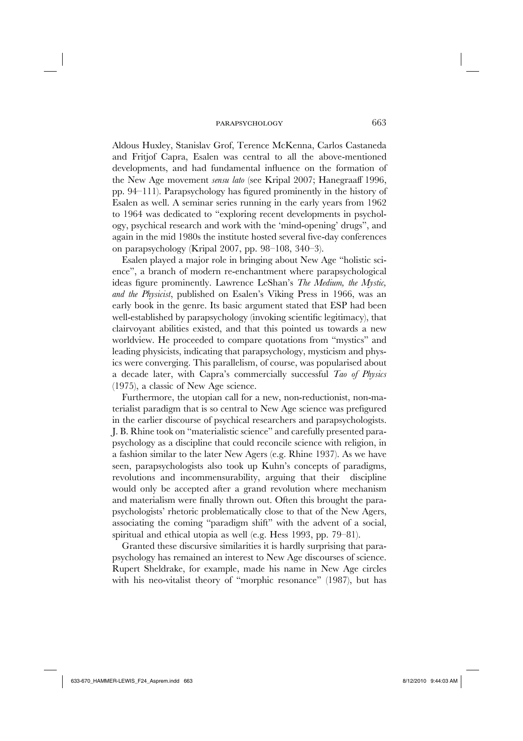Aldous Huxley, Stanislav Grof, Terence McKenna, Carlos Castaneda and Fritjof Capra, Esalen was central to all the above-mentioned developments, and had fundamental influence on the formation of the New Age movement *sensu lato* (see Kripal 2007; Hanegraaff 1996, pp. 94–111). Parapsychology has figured prominently in the history of Esalen as well. A seminar series running in the early years from 1962 to 1964 was dedicated to "exploring recent developments in psychology, psychical research and work with the 'mind-opening' drugs", and again in the mid 1980s the institute hosted several five-day conferences on parapsychology (Kripal 2007, pp. 98–108, 340–3).

Esalen played a major role in bringing about New Age "holistic science", a branch of modern re-enchantment where parapsychological ideas figure prominently. Lawrence LeShan's *The Medium, the Mystic, and the Physicist*, published on Esalen's Viking Press in 1966, was an early book in the genre. Its basic argument stated that ESP had been well-established by parapsychology (invoking scientific legitimacy), that clairvoyant abilities existed, and that this pointed us towards a new worldview. He proceeded to compare quotations from "mystics" and leading physicists, indicating that parapsychology, mysticism and physics were converging. This parallelism, of course, was popularised about a decade later, with Capra's commercially successful *Tao of Physics* (1975), a classic of New Age science.

Furthermore, the utopian call for a new, non-reductionist, non-materialist paradigm that is so central to New Age science was prefigured in the earlier discourse of psychical researchers and parapsychologists. J. B. Rhine took on "materialistic science" and carefully presented parapsychology as a discipline that could reconcile science with religion, in a fashion similar to the later New Agers (e.g. Rhine 1937). As we have seen, parapsychologists also took up Kuhn's concepts of paradigms, revolutions and incommensurability, arguing that their discipline would only be accepted after a grand revolution where mechanism and materialism were finally thrown out. Often this brought the parapsychologists' rhetoric problematically close to that of the New Agers, associating the coming "paradigm shift" with the advent of a social, spiritual and ethical utopia as well (e.g. Hess 1993, pp. 79–81).

Granted these discursive similarities it is hardly surprising that parapsychology has remained an interest to New Age discourses of science. Rupert Sheldrake, for example, made his name in New Age circles with his neo-vitalist theory of "morphic resonance" (1987), but has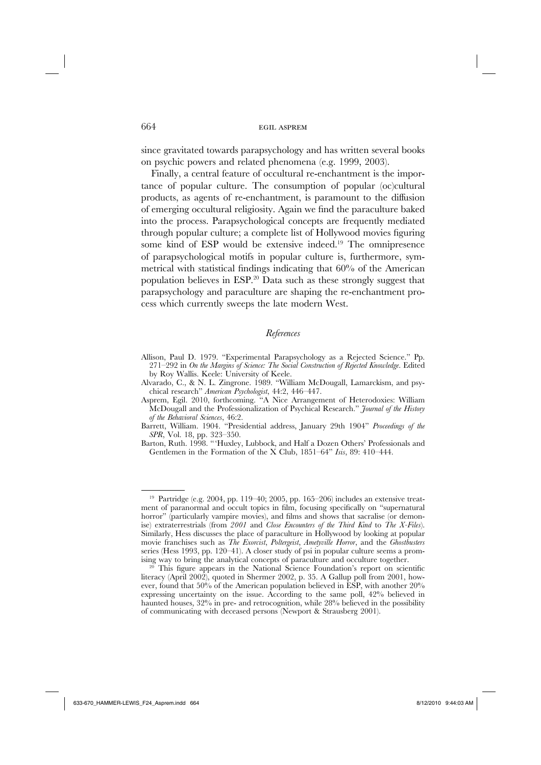since gravitated towards parapsychology and has written several books on psychic powers and related phenomena (e.g. 1999, 2003).

Finally, a central feature of occultural re-enchantment is the importance of popular culture. The consumption of popular (oc)cultural products, as agents of re-enchantment, is paramount to the diffusion of emerging occultural religiosity. Again we find the paraculture baked into the process. Parapsychological concepts are frequently mediated through popular culture; a complete list of Hollywood movies figuring some kind of ESP would be extensive indeed.[19] The omnipresence of parapsychological motifs in popular culture is, furthermore, symmetrical with statistical findings indicating that 60% of the American population believes in ESP.[20] Data such as these strongly suggest that parapsychology and paraculture are shaping the re-enchantment process which currently sweeps the late modern West.

## *References*

Allison, Paul D. 1979. "Experimental Parapsychology as a Rejected Science." Pp. 271–292 in *On the Margins of Science: The Social Construction of Rejected Knowledge*. Edited by Roy Wallis. Keele: University of Keele.

Alvarado, C., & N. L. Zingrone. 1989. "William McDougall, Lamarckism, and psychical research" *American Psychologist*, 44:2, 446–447.

Asprem, Egil. 2010, forthcoming. "A Nice Arrangement of Heterodoxies: William McDougall and the Professionalization of Psychical Research." *Journal of the History of the Behavioral Sciences*, 46:2.

Barrett, William. 1904. "Presidential address, January 29th 1904" *Proceedings of the SPR*, Vol. 18, pp. 323–350.

Barton, Ruth. 1998. "'Huxley, Lubbock, and Half a Dozen Others' Professionals and Gentlemen in the Formation of the X Club, 1851–64" *Isis*, 89: 410–444.

---

[19] Partridge (e.g. 2004, pp. 119–40; 2005, pp. 165–206) includes an extensive treatment of paranormal and occult topics in film, focusing specifically on "supernatural horror" (particularly vampire movies), and films and shows that sacralise (or demonise) extraterrestrials (from *2001* and *Close Encounters of the Third Kind* to *The X-Files*). Similarly, Hess discusses the place of paraculture in Hollywood by looking at popular movie franchises such as *The Exorcist*, *Poltergeist*, *Ametyville Horror*, and the *Ghostbusters* series (Hess 1993, pp. 120–41). A closer study of psi in popular culture seems a promising way to bring the analytical concepts of paraculture and occulture together.

[20] This figure appears in the National Science Foundation's report on scientific literacy (April 2002), quoted in Shermer 2002, p. 35. A Gallup poll from 2001, however, found that 50% of the American population believed in ESP, with another 20% expressing uncertainty on the issue. According to the same poll, 42% believed in haunted houses, 32% in pre- and retrocognition, while 28% believed in the possibility of communicating with deceased persons (Newport & Strausberg 2001).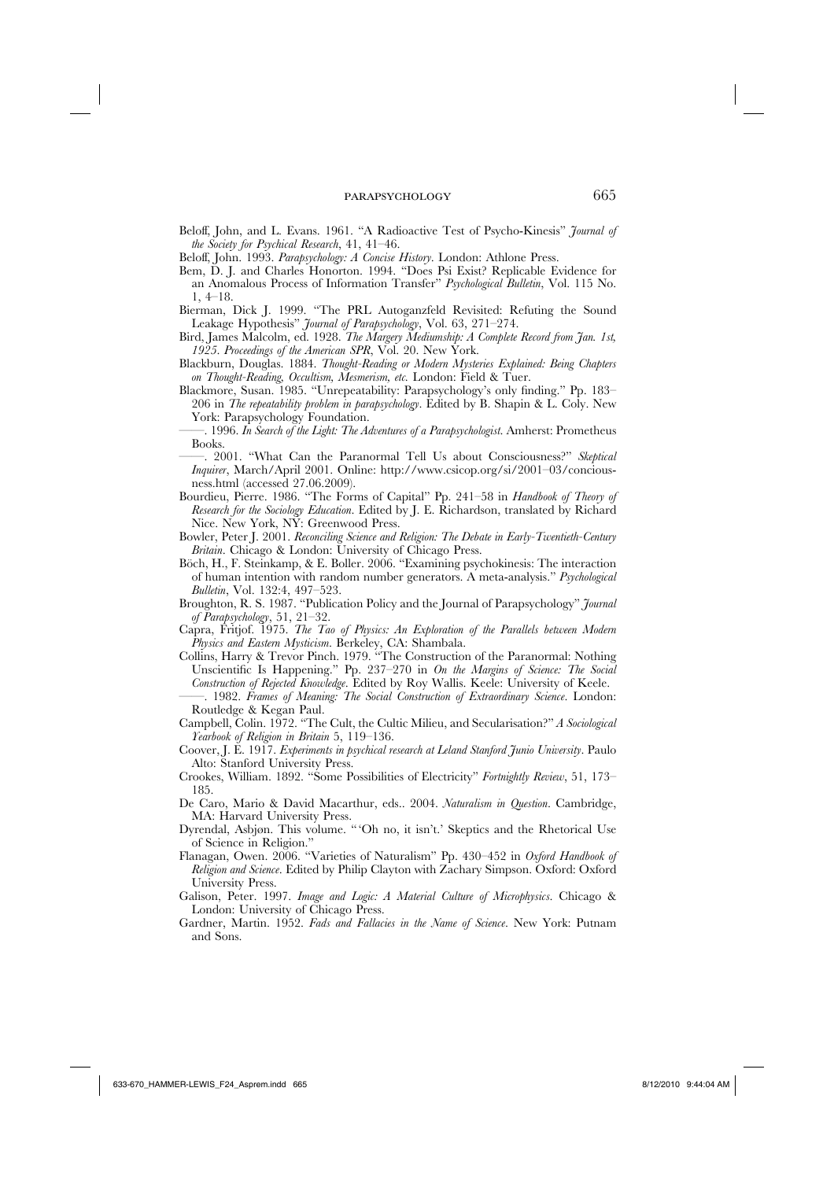Beloff, John, and L. Evans. 1961. "A Radioactive Test of Psycho-Kinesis" *Journal of the Society for Psychical Research*, 41, 41–46.

Beloff, John. 1993. *Parapsychology: A Concise History*. London: Athlone Press.

Bem, D. J. and Charles Honorton. 1994. "Does Psi Exist? Replicable Evidence for an Anomalous Process of Information Transfer" *Psychological Bulletin*, Vol. 115 No. 1, 4–18.

Bierman, Dick J. 1999. "The PRL Autoganzfeld Revisited: Refuting the Sound Leakage Hypothesis" *Journal of Parapsychology*, Vol. 63, 271–274.

Bird, James Malcolm, ed. 1928. *The Margery Mediumship: A Complete Record from Jan. 1st, 1925. Proceedings of the American SPR*, Vol. 20. New York.

Blackburn, Douglas. 1884. *Thought-Reading or Modern Mysteries Explained: Being Chapters on Thought-Reading, Occultism, Mesmerism, etc.* London: Field & Tuer.

Blackmore, Susan. 1985. "Unrepeatability: Parapsychology's only finding." Pp. 183–206 in *The repeatability problem in parapsychology*. Edited by B. Shapin & L. Coly. New York: Parapsychology Foundation.

——. 1996. *In Search of the Light: The Adventures of a Parapsychologist*. Amherst: Prometheus Books.

——. 2001. "What Can the Paranormal Tell Us about Consciousness?" *Skeptical Inquirer*, March/April 2001. Online: http://www.csicop.org/si/2001–03/conciousness.html (accessed 27.06.2009).

Bourdieu, Pierre. 1986. "The Forms of Capital" Pp. 241–58 in *Handbook of Theory of Research for the Sociology Education*. Edited by J. E. Richardson, translated by Richard Nice. New York, NY: Greenwood Press.

Bowler, Peter J. 2001. *Reconciling Science and Religion: The Debate in Early-Twentieth-Century Britain*. Chicago & London: University of Chicago Press.

Böch, H., F. Steinkamp, & E. Boller. 2006. "Examining psychokinesis: The interaction of human intention with random number generators. A meta-analysis." *Psychological Bulletin*, Vol. 132:4, 497–523.

Broughton, R. S. 1987. "Publication Policy and the Journal of Parapsychology" *Journal of Parapsychology*, 51, 21–32.

Capra, Fritjof. 1975. *The Tao of Physics: An Exploration of the Parallels between Modern Physics and Eastern Mysticism*. Berkeley, CA: Shambala.

Collins, Harry & Trevor Pinch. 1979. "The Construction of the Paranormal: Nothing Unscientific Is Happening." Pp. 237–270 in *On the Margins of Science: The Social Construction of Rejected Knowledge*. Edited by Roy Wallis. Keele: University of Keele.

——. 1982. *Frames of Meaning: The Social Construction of Extraordinary Science*. London: Routledge & Kegan Paul.

Campbell, Colin. 1972. "The Cult, the Cultic Milieu, and Secularisation?" *A Sociological Yearbook of Religion in Britain* 5, 119–136.

Coover, J. E. 1917. *Experiments in psychical research at Leland Stanford Junio University*. Paulo Alto: Stanford University Press.

Crookes, William. 1892. "Some Possibilities of Electricity" *Fortnightly Review*, 51, 173–185.

De Caro, Mario & David Macarthur, eds.. 2004. *Naturalism in Question*. Cambridge, MA: Harvard University Press.

Dyrendal, Asbjøn. This volume. "'Oh no, it isn't.' Skeptics and the Rhetorical Use of Science in Religion."

Flanagan, Owen. 2006. "Varieties of Naturalism" Pp. 430–452 in *Oxford Handbook of Religion and Science*. Edited by Philip Clayton with Zachary Simpson. Oxford: Oxford University Press.

Galison, Peter. 1997. *Image and Logic: A Material Culture of Microphysics*. Chicago & London: University of Chicago Press.

Gardner, Martin. 1952. *Fads and Fallacies in the Name of Science*. New York: Putnam and Sons.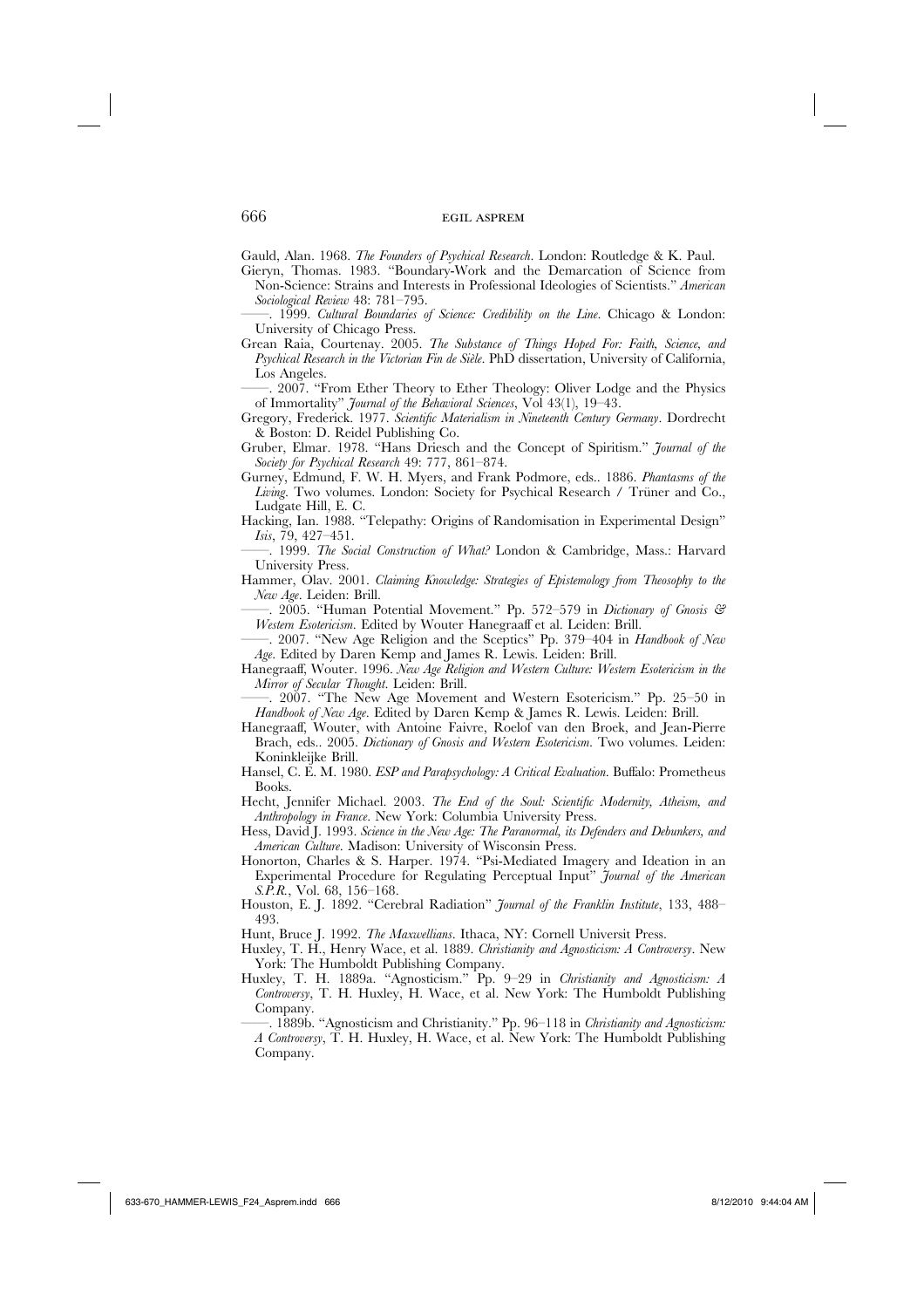Gauld, Alan. 1968. *The Founders of Psychical Research*. London: Routledge & K. Paul.

Gieryn, Thomas. 1983. "Boundary-Work and the Demarcation of Science from Non-Science: Strains and Interests in Professional Ideologies of Scientists." *American Sociological Review* 48: 781–795.

——. 1999. *Cultural Boundaries of Science: Credibility on the Line*. Chicago & London: University of Chicago Press.

Grean Raia, Courtenay. 2005. *The Substance of Things Hoped For: Faith, Science, and Psychical Research in the Victorian Fin de Siècle*. PhD dissertation, University of California, Los Angeles.

——. 2007. "From Ether Theory to Ether Theology: Oliver Lodge and the Physics of Immortality" *Journal of the Behavioral Sciences*, Vol 43(1), 19–43.

Gregory, Frederick. 1977. *Scientific Materialism in Nineteenth Century Germany*. Dordrecht & Boston: D. Reidel Publishing Co.

Gruber, Elmar. 1978. "Hans Driesch and the Concept of Spiritism." *Journal of the Society for Psychical Research* 49: 777, 861–874.

Gurney, Edmund, F. W. H. Myers, and Frank Podmore, eds.. 1886. *Phantasms of the Living*. Two volumes. London: Society for Psychical Research / Trüner and Co., Ludgate Hill, E. C.

Hacking, Ian. 1988. "Telepathy: Origins of Randomisation in Experimental Design" *Isis*, 79, 427–451.

——. 1999. *The Social Construction of What?* London & Cambridge, Mass.: Harvard University Press.

Hammer, Olav. 2001. *Claiming Knowledge: Strategies of Epistemology from Theosophy to the New Age*. Leiden: Brill.

——. 2005. "Human Potential Movement." Pp. 572–579 in *Dictionary of Gnosis & Western Esotericism*. Edited by Wouter Hanegraaff et al. Leiden: Brill.

——. 2007. "New Age Religion and the Sceptics" Pp. 379–404 in *Handbook of New Age*. Edited by Daren Kemp and James R. Lewis. Leiden: Brill.

Hanegraaff, Wouter. 1996. *New Age Religion and Western Culture: Western Esotericism in the Mirror of Secular Thought*. Leiden: Brill.

——. 2007. "The New Age Movement and Western Esotericism." Pp. 25–50 in *Handbook of New Age*. Edited by Daren Kemp & James R. Lewis. Leiden: Brill.

Hanegraaff, Wouter, with Antoine Faivre, Roelof van den Broek, and Jean-Pierre Brach, eds.. 2005. *Dictionary of Gnosis and Western Esotericism*. Two volumes. Leiden: Koninkleijke Brill.

Hansel, C. E. M. 1980. *ESP and Parapsychology: A Critical Evaluation*. Buffalo: Prometheus Books.

Hecht, Jennifer Michael. 2003. *The End of the Soul: Scientific Modernity, Atheism, and Anthropology in France*. New York: Columbia University Press.

Hess, David J. 1993. *Science in the New Age: The Paranormal, its Defenders and Debunkers, and American Culture*. Madison: University of Wisconsin Press.

Honorton, Charles & S. Harper. 1974. "Psi-Mediated Imagery and Ideation in an Experimental Procedure for Regulating Perceptual Input" *Journal of the American S.P.R.*, Vol. 68, 156–168.

Houston, E. J. 1892. "Cerebral Radiation" *Journal of the Franklin Institute*, 133, 488–493.

Hunt, Bruce J. 1992. *The Maxwellians*. Ithaca, NY: Cornell Universit Press.

Huxley, T. H., Henry Wace, et al. 1889. *Christianity and Agnosticism: A Controversy*. New York: The Humboldt Publishing Company.

Huxley, T. H. 1889a. "Agnosticism." Pp. 9–29 in *Christianity and Agnosticism: A Controversy*, T. H. Huxley, H. Wace, et al. New York: The Humboldt Publishing Company.

——. 1889b. "Agnosticism and Christianity." Pp. 96–118 in *Christianity and Agnosticism: A Controversy*, T. H. Huxley, H. Wace, et al. New York: The Humboldt Publishing Company.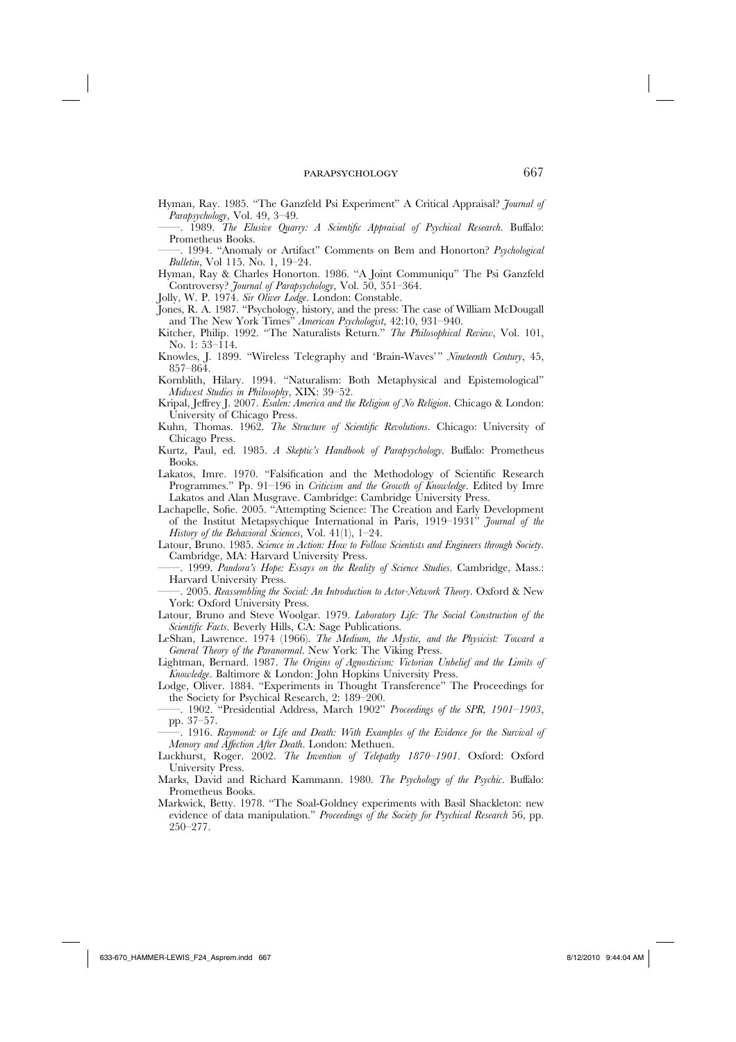Hyman, Ray. 1985. "The Ganzfeld Psi Experiment" A Critical Appraisal? *Journal of Parapsychology*, Vol. 49, 3–49.

——. 1989. *The Elusive Quarry: A Scientific Appraisal of Psychical Research*. Buffalo: Prometheus Books.

——. 1994. "Anomaly or Artifact" Comments on Bem and Honorton? *Psychological Bulletin*, Vol 115. No. 1, 19–24.

Hyman, Ray & Charles Honorton. 1986. "A Joint Communiqu" The Psi Ganzfeld Controversy? *Journal of Parapsychology*, Vol. 50, 351–364.

Jolly, W. P. 1974. *Sir Oliver Lodge*. London: Constable.

Jones, R. A. 1987. "Psychology, history, and the press: The case of William McDougall and The New York Times" *American Psychologist*, 42:10, 931–940.

Kitcher, Philip. 1992. "The Naturalists Return." *The Philosophical Review*, Vol. 101, No. 1: 53–114.

Knowles, J. 1899. "Wireless Telegraphy and 'Brain-Waves'" *Nineteenth Century*, 45, 857–864.

Kornblith, Hilary. 1994. "Naturalism: Both Metaphysical and Epistemological" *Midwest Studies in Philosophy*, XIX: 39–52.

Kripal, Jeffrey J. 2007. *Esalen: America and the Religion of No Religion*. Chicago & London: University of Chicago Press.

Kuhn, Thomas. 1962. *The Structure of Scientific Revolutions*. Chicago: University of Chicago Press.

Kurtz, Paul, ed. 1985. *A Skeptic's Handbook of Parapsychology*. Buffalo: Prometheus Books.

Lakatos, Imre. 1970. "Falsification and the Methodology of Scientific Research Programmes." Pp. 91–196 in *Criticism and the Growth of Knowledge*. Edited by Imre Lakatos and Alan Musgrave. Cambridge: Cambridge University Press.

Lachapelle, Sofie. 2005. "Attempting Science: The Creation and Early Development of the Institut Metapsychique International in Paris, 1919–1931" *Journal of the History of the Behavioral Sciences*, Vol. 41(1), 1–24.

Latour, Bruno. 1985. *Science in Action: How to Follow Scientists and Engineers through Society*. Cambridge, MA: Harvard University Press.

——. 1999. *Pandora's Hope: Essays on the Reality of Science Studies*. Cambridge, Mass.: Harvard University Press.

——. 2005. *Reassembling the Social: An Introduction to Actor-Network Theory*. Oxford & New York: Oxford University Press.

Latour, Bruno and Steve Woolgar. 1979. *Laboratory Life: The Social Construction of the Scientific Facts*. Beverly Hills, CA: Sage Publications.

LeShan, Lawrence. 1974 (1966). *The Medium, the Mystic, and the Physicist: Toward a General Theory of the Paranormal*. New York: The Viking Press.

Lightman, Bernard. 1987. *The Origins of Agnosticism: Victorian Unbelief and the Limits of Knowledge*. Baltimore & London: John Hopkins University Press.

Lodge, Oliver. 1884. "Experiments in Thought Transference" The Proceedings for the Society for Psychical Research, 2: 189–200.

——. 1902. "Presidential Address, March 1902" *Proceedings of the SPR, 1901–1903*, pp. 37–57.

——. 1916. *Raymond: or Life and Death: With Examples of the Evidence for the Survival of Memory and Affection After Death*. London: Methuen.

Luckhurst, Roger. 2002. *The Invention of Telepathy 1870–1901*. Oxford: Oxford University Press.

Marks, David and Richard Kammann. 1980. *The Psychology of the Psychic*. Buffalo: Prometheus Books.

Markwick, Betty. 1978. "The Soal-Goldney experiments with Basil Shackleton: new evidence of data manipulation." *Proceedings of the Society for Psychical Research* 56, pp. 250–277.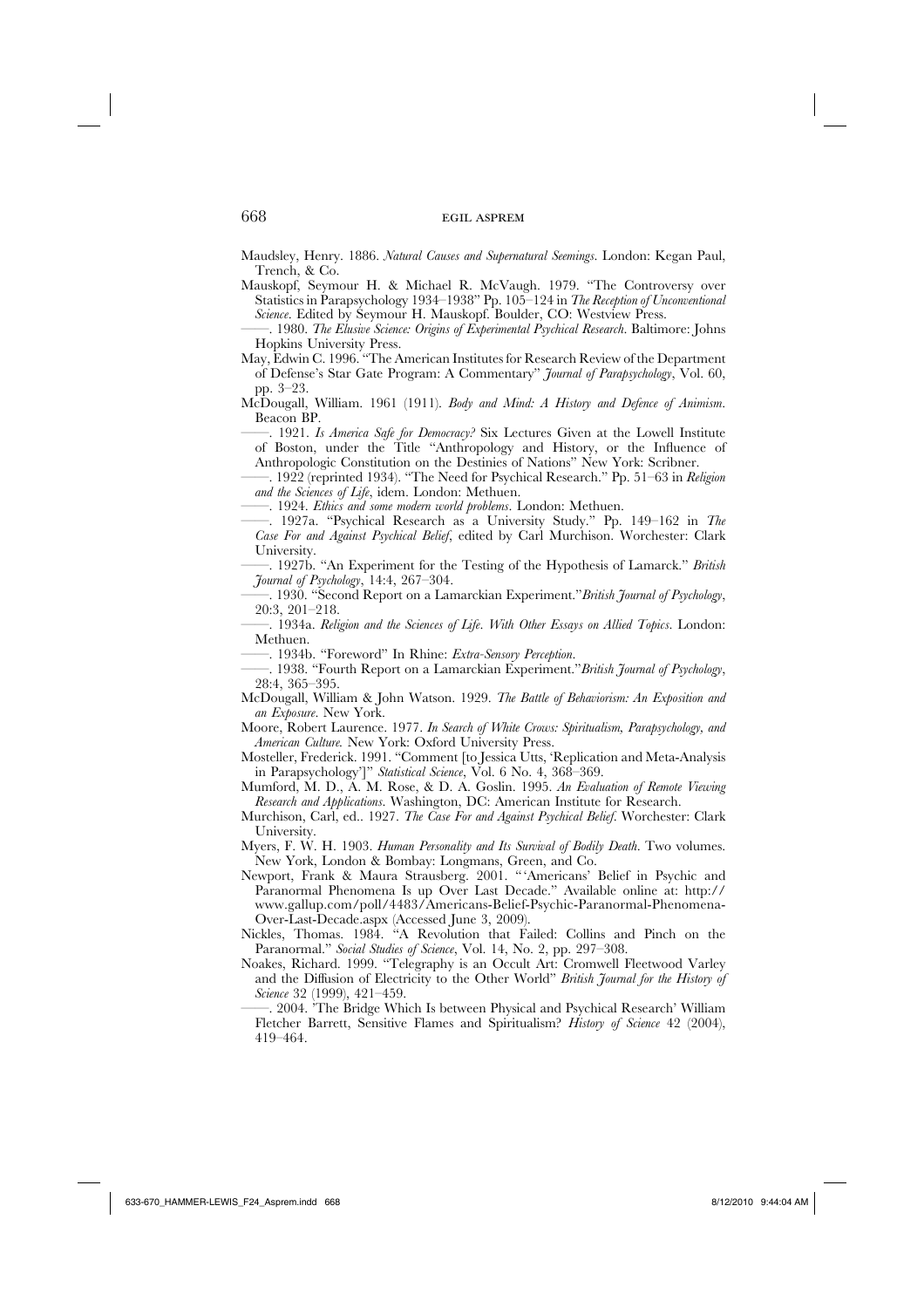Maudsley, Henry. 1886. *Natural Causes and Supernatural Seemings*. London: Kegan Paul, Trench, & Co.

Mauskopf, Seymour H. & Michael R. McVaugh. 1979. "The Controversy over Statistics in Parapsychology 1934–1938" Pp. 105–124 in *The Reception of Unconventional Science*. Edited by Seymour H. Mauskopf. Boulder, CO: Westview Press.

——. 1980. *The Elusive Science: Origins of Experimental Psychical Research*. Baltimore: Johns Hopkins University Press.

May, Edwin C. 1996. "The American Institutes for Research Review of the Department of Defense's Star Gate Program: A Commentary" *Journal of Parapsychology*, Vol. 60, pp. 3–23.

McDougall, William. 1961 (1911). *Body and Mind: A History and Defence of Animism*. Beacon BP.

——. 1921. *Is America Safe for Democracy?* Six Lectures Given at the Lowell Institute of Boston, under the Title "Anthropology and History, or the Influence of Anthropologic Constitution on the Destinies of Nations" New York: Scribner.

——. 1922 (reprinted 1934). "The Need for Psychical Research." Pp. 51–63 in *Religion and the Sciences of Life*, idem. London: Methuen.

——. 1924. *Ethics and some modern world problems*. London: Methuen.

——. 1927a. "Psychical Research as a University Study." Pp. 149–162 in *The Case For and Against Psychical Belief*, edited by Carl Murchison. Worchester: Clark University.

——. 1927b. "An Experiment for the Testing of the Hypothesis of Lamarck." *British Journal of Psychology*, 14:4, 267–304.

——. 1930. "Second Report on a Lamarckian Experiment."*British Journal of Psychology*, 20:3, 201–218.

——. 1934a. *Religion and the Sciences of Life. With Other Essays on Allied Topics*. London: Methuen.

——. 1934b. "Foreword" In Rhine: *Extra-Sensory Perception*.

——. 1938. "Fourth Report on a Lamarckian Experiment."*British Journal of Psychology*, 28:4, 365–395.

McDougall, William & John Watson. 1929. *The Battle of Behaviorism: An Exposition and an Exposure*. New York.

Moore, Robert Laurence. 1977. *In Search of White Crows: Spiritualism, Parapsychology, and American Culture.* New York: Oxford University Press.

Mosteller, Frederick. 1991. "Comment [to Jessica Utts, 'Replication and Meta-Analysis in Parapsychology']" *Statistical Science*, Vol. 6 No. 4, 368–369.

Mumford, M. D., A. M. Rose, & D. A. Goslin. 1995. *An Evaluation of Remote Viewing Research and Applications*. Washington, DC: American Institute for Research.

Murchison, Carl, ed.. 1927. *The Case For and Against Psychical Belief*. Worchester: Clark University.

Myers, F. W. H. 1903. *Human Personality and Its Survival of Bodily Death*. Two volumes. New York, London & Bombay: Longmans, Green, and Co.

Newport, Frank & Maura Strausberg. 2001. "'Americans' Belief in Psychic and Paranormal Phenomena Is up Over Last Decade." Available online at: http://www.gallup.com/poll/4483/Americans-Belief-Psychic-Paranormal-Phenomena-Over-Last-Decade.aspx (Accessed June 3, 2009).

Nickles, Thomas. 1984. "A Revolution that Failed: Collins and Pinch on the Paranormal." *Social Studies of Science*, Vol. 14, No. 2, pp. 297–308.

Noakes, Richard. 1999. "Telegraphy is an Occult Art: Cromwell Fleetwood Varley and the Diffusion of Electricity to the Other World" *British Journal for the History of Science* 32 (1999), 421–459.

——. 2004. 'The Bridge Which Is between Physical and Psychical Research' William Fletcher Barrett, Sensitive Flames and Spiritualism? *History of Science* 42 (2004), 419–464.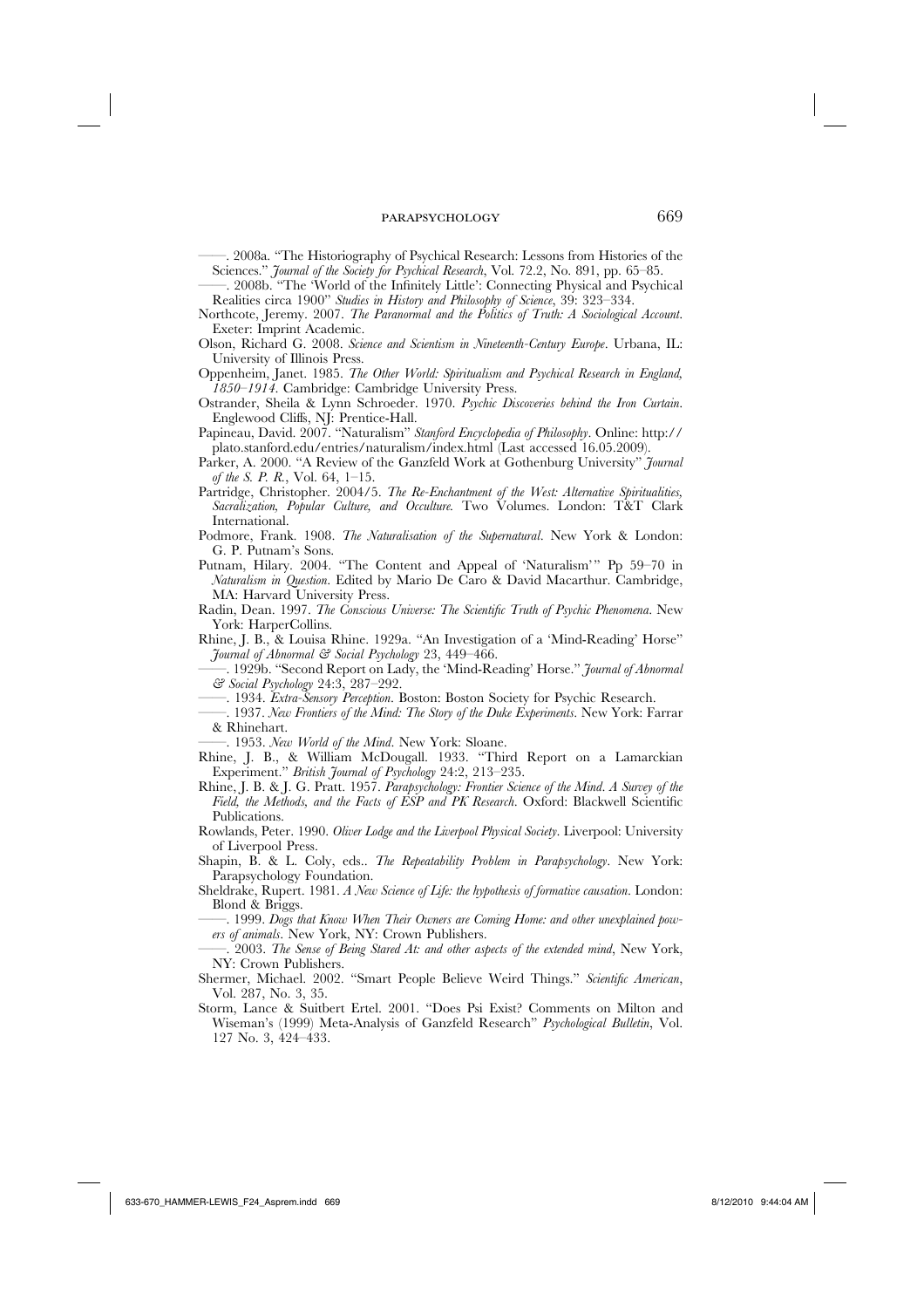——. 2008a. "The Historiography of Psychical Research: Lessons from Histories of the Sciences." *Journal of the Society for Psychical Research*, Vol. 72.2, No. 891, pp. 65–85.

——. 2008b. "The 'World of the Infinitely Little': Connecting Physical and Psychical Realities circa 1900" *Studies in History and Philosophy of Science*, 39: 323–334.

Northcote, Jeremy. 2007. *The Paranormal and the Politics of Truth: A Sociological Account*. Exeter: Imprint Academic.

Olson, Richard G. 2008. *Science and Scientism in Nineteenth-Century Europe*. Urbana, IL: University of Illinois Press.

Oppenheim, Janet. 1985. *The Other World: Spiritualism and Psychical Research in England, 1850–1914*. Cambridge: Cambridge University Press.

Ostrander, Sheila & Lynn Schroeder. 1970. *Psychic Discoveries behind the Iron Curtain*. Englewood Cliffs, NJ: Prentice-Hall.

Papineau, David. 2007. "Naturalism" *Stanford Encyclopedia of Philosophy*. Online: http://plato.stanford.edu/entries/naturalism/index.html (Last accessed 16.05.2009).

Parker, A. 2000. "A Review of the Ganzfeld Work at Gothenburg University" *Journal of the S. P. R.*, Vol. 64, 1–15.

Partridge, Christopher. 2004/5. *The Re-Enchantment of the West: Alternative Spiritualities, Sacralization, Popular Culture, and Occulture.* Two Volumes. London: T&T Clark International.

Podmore, Frank. 1908. *The Naturalisation of the Supernatural*. New York & London: G. P. Putnam's Sons.

Putnam, Hilary. 2004. "The Content and Appeal of 'Naturalism'" Pp 59–70 in *Naturalism in Question*. Edited by Mario De Caro & David Macarthur. Cambridge, MA: Harvard University Press.

Radin, Dean. 1997. *The Conscious Universe: The Scientific Truth of Psychic Phenomena*. New York: HarperCollins.

Rhine, J. B., & Louisa Rhine. 1929a. "An Investigation of a 'Mind-Reading' Horse" *Journal of Abnormal & Social Psychology* 23, 449–466.

——. 1929b. "Second Report on Lady, the 'Mind-Reading' Horse." *Journal of Abnormal & Social Psychology* 24:3, 287–292.

——. 1934. *Extra-Sensory Perception*. Boston: Boston Society for Psychic Research.

——. 1937. *New Frontiers of the Mind: The Story of the Duke Experiments*. New York: Farrar & Rhinehart.

——. 1953. *New World of the Mind*. New York: Sloane.

Rhine, J. B., & William McDougall. 1933. "Third Report on a Lamarckian Experiment." *British Journal of Psychology* 24:2, 213–235.

Rhine, J. B. & J. G. Pratt. 1957. *Parapsychology: Frontier Science of the Mind. A Survey of the Field, the Methods, and the Facts of ESP and PK Research*. Oxford: Blackwell Scientific Publications.

Rowlands, Peter. 1990. *Oliver Lodge and the Liverpool Physical Society*. Liverpool: University of Liverpool Press.

Shapin, B. & L. Coly, eds.. *The Repeatability Problem in Parapsychology*. New York: Parapsychology Foundation.

Sheldrake, Rupert. 1981. *A New Science of Life: the hypothesis of formative causation*. London: Blond & Briggs.

——. 1999. *Dogs that Know When Their Owners are Coming Home: and other unexplained powers of animals*. New York, NY: Crown Publishers.

——. 2003. *The Sense of Being Stared At: and other aspects of the extended mind*, New York, NY: Crown Publishers.

Shermer, Michael. 2002. "Smart People Believe Weird Things." *Scientific American*, Vol. 287, No. 3, 35.

Storm, Lance & Suitbert Ertel. 2001. "Does Psi Exist? Comments on Milton and Wiseman's (1999) Meta-Analysis of Ganzfeld Research" *Psychological Bulletin*, Vol. 127 No. 3, 424–433.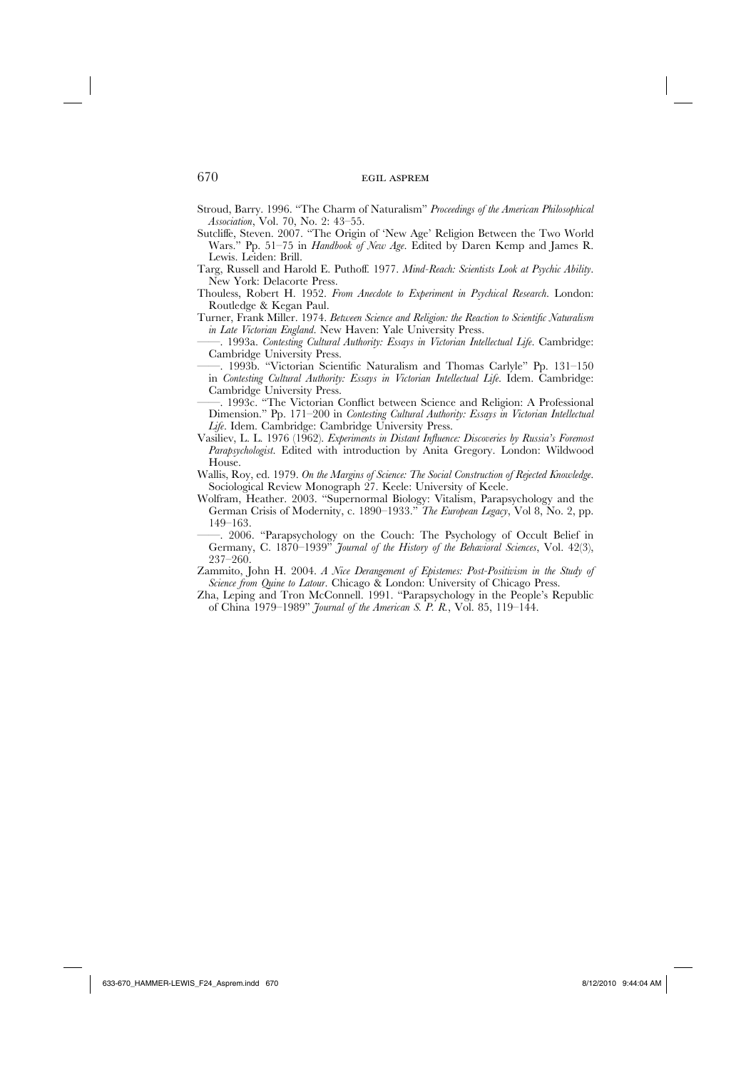Stroud, Barry. 1996. "The Charm of Naturalism" *Proceedings of the American Philosophical Association*, Vol. 70, No. 2: 43–55.

Sutcliffe, Steven. 2007. "The Origin of 'New Age' Religion Between the Two World Wars." Pp. 51–75 in *Handbook of New Age*. Edited by Daren Kemp and James R. Lewis. Leiden: Brill.

Targ, Russell and Harold E. Puthoff. 1977. *Mind-Reach: Scientists Look at Psychic Ability*. New York: Delacorte Press.

Thouless, Robert H. 1952. *From Anecdote to Experiment in Psychical Research*. London: Routledge & Kegan Paul.

Turner, Frank Miller. 1974. *Between Science and Religion: the Reaction to Scientific Naturalism in Late Victorian England*. New Haven: Yale University Press.

——. 1993a. *Contesting Cultural Authority: Essays in Victorian Intellectual Life*. Cambridge: Cambridge University Press.

——. 1993b. "Victorian Scientific Naturalism and Thomas Carlyle" Pp. 131–150 in *Contesting Cultural Authority: Essays in Victorian Intellectual Life*. Idem. Cambridge: Cambridge University Press.

——. 1993c. "The Victorian Conflict between Science and Religion: A Professional Dimension." Pp. 171–200 in *Contesting Cultural Authority: Essays in Victorian Intellectual Life*. Idem. Cambridge: Cambridge University Press.

Vasiliev, L. L. 1976 (1962). *Experiments in Distant Influence: Discoveries by Russia's Foremost Parapsychologist*. Edited with introduction by Anita Gregory. London: Wildwood House.

Wallis, Roy, ed. 1979. *On the Margins of Science: The Social Construction of Rejected Knowledge*. Sociological Review Monograph 27. Keele: University of Keele.

Wolfram, Heather. 2003. "Supernormal Biology: Vitalism, Parapsychology and the German Crisis of Modernity, c. 1890–1933." *The European Legacy*, Vol 8, No. 2, pp. 149–163.

——. 2006. "Parapsychology on the Couch: The Psychology of Occult Belief in Germany, C. 1870–1939" *Journal of the History of the Behavioral Sciences*, Vol. 42(3), 237–260.

Zammito, John H. 2004. *A Nice Derangement of Epistemes: Post-Positivism in the Study of Science from Quine to Latour*. Chicago & London: University of Chicago Press.

Zha, Leping and Tron McConnell. 1991. "Parapsychology in the People's Republic of China 1979–1989" *Journal of the American S. P. R.*, Vol. 85, 119–144.